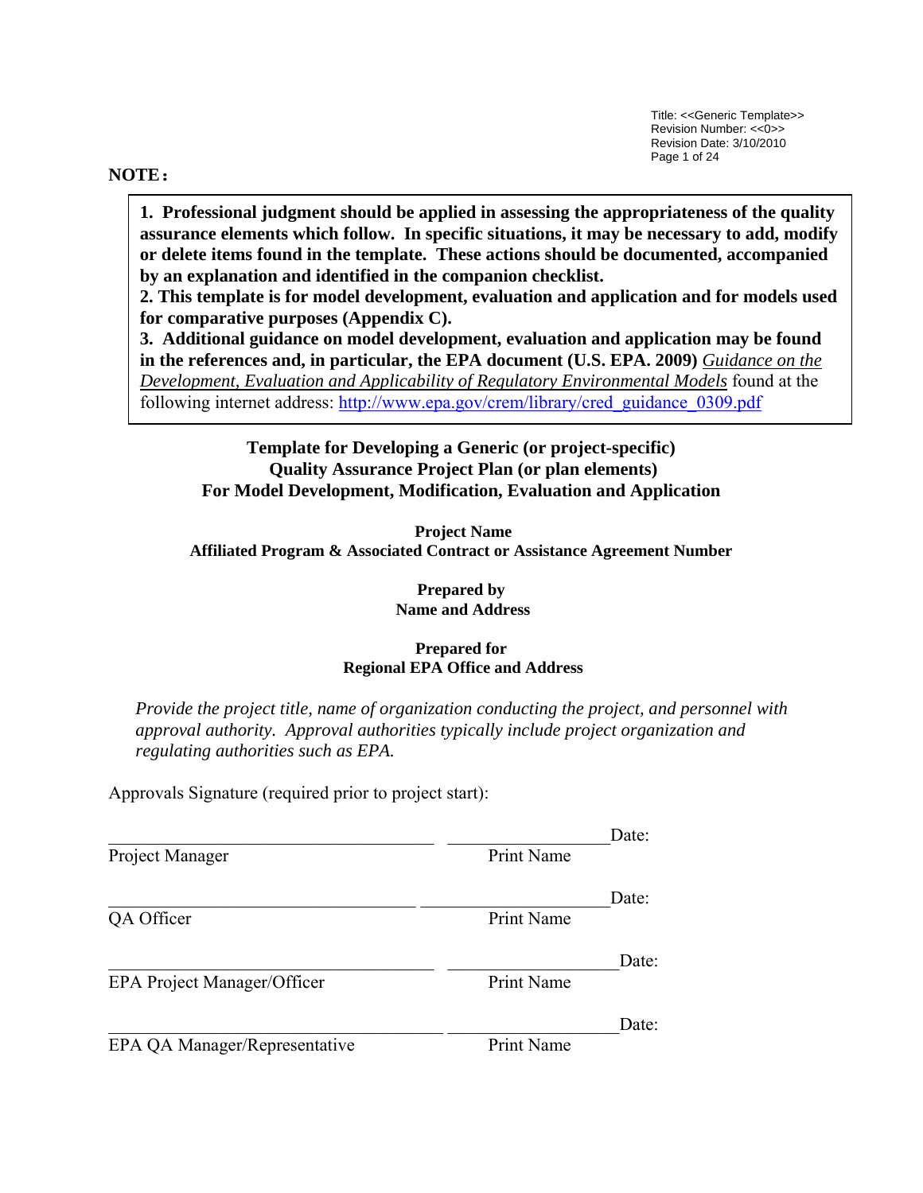**NOTE:**

> **1. Professional judgment should be applied in assessing the appropriateness of the quality assurance elements which follow. In specific situations, it may be necessary to add, modify or delete items found in the template. These actions should be documented, accompanied by an explanation and identified in the companion checklist.**
> **2. This template is for model development, evaluation and application and for models used for comparative purposes (Appendix C).**
> **3. Additional guidance on model development, evaluation and application may be found in the references and, in particular, the EPA document (U.S. EPA. 2009)** *Guidance on the Development, Evaluation and Applicability of Regulatory Environmental Models* found at the following internet address: http://www.epa.gov/crem/library/cred_guidance_0309.pdf

# Template for Developing a Generic (or project-specific) Quality Assurance Project Plan (or plan elements) For Model Development, Modification, Evaluation and Application

**Project Name**
**Affiliated Program & Associated Contract or Assistance Agreement Number**

**Prepared by**
**Name and Address**

**Prepared for**
**Regional EPA Office and Address**

*Provide the project title, name of organization conducting the project, and personnel with approval authority. Approval authorities typically include project organization and regulating authorities such as EPA.*

Approvals Signature (required prior to project start):

| | | |
|---|---|---|
| ______________________ | ______________ | Date: |
| Project Manager | Print Name | |
| ______________________ | ______________ | Date: |
| QA Officer | Print Name | |
| ______________________ | ______________ | Date: |
| EPA Project Manager/Officer | Print Name | |
| ______________________ | ______________ | Date: |
| EPA QA Manager/Representative | Print Name | |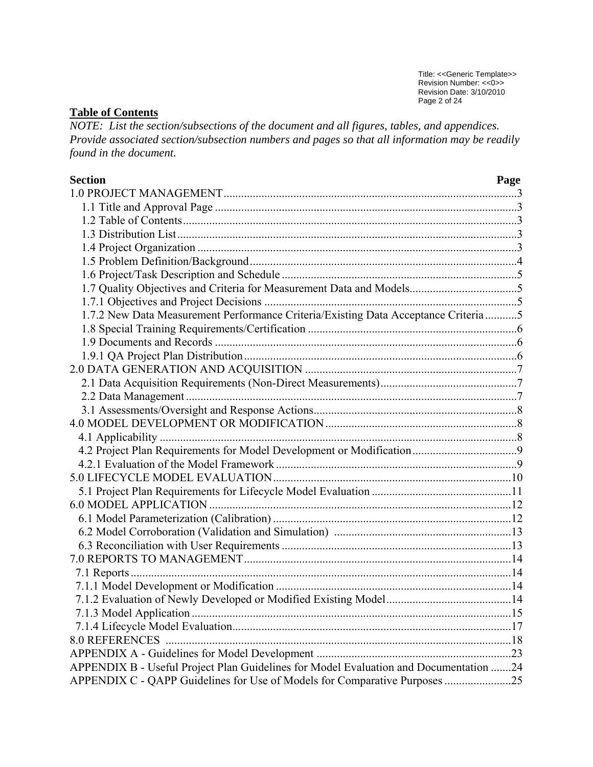**Table of Contents**

*NOTE: List the section/subsections of the document and all figures, tables, and appendices. Provide associated section/subsection numbers and pages so that all information may be readily found in the document.*

| Section | Page |
|---|---|
| 1.0 PROJECT MANAGEMENT | 3 |
| 1.1 Title and Approval Page | 3 |
| 1.2 Table of Contents | 3 |
| 1.3 Distribution List | 3 |
| 1.4 Project Organization | 3 |
| 1.5 Problem Definition/Background | 4 |
| 1.6 Project/Task Description and Schedule | 5 |
| 1.7 Quality Objectives and Criteria for Measurement Data and Models | 5 |
| 1.7.1 Objectives and Project Decisions | 5 |
| 1.7.2 New Data Measurement Performance Criteria/Existing Data Acceptance Criteria | 5 |
| 1.8 Special Training Requirements/Certification | 6 |
| 1.9 Documents and Records | 6 |
| 1.9.1 QA Project Plan Distribution | 6 |
| 2.0 DATA GENERATION AND ACQUISITION | 7 |
| 2.1 Data Acquisition Requirements (Non-Direct Measurements) | 7 |
| 2.2 Data Management | 7 |
| 3.1 Assessments/Oversight and Response Actions | 8 |
| 4.0 MODEL DEVELOPMENT OR MODIFICATION | 8 |
| 4.1 Applicability | 8 |
| 4.2 Project Plan Requirements for Model Development or Modification | 9 |
| 4.2.1 Evaluation of the Model Framework | 9 |
| 5.0 LIFECYCLE MODEL EVALUATION | 10 |
| 5.1 Project Plan Requirements for Lifecycle Model Evaluation | 11 |
| 6.0 MODEL APPLICATION | 12 |
| 6.1 Model Parameterization (Calibration) | 12 |
| 6.2 Model Corroboration (Validation and Simulation) | 13 |
| 6.3 Reconciliation with User Requirements | 13 |
| 7.0 REPORTS TO MANAGEMENT | 14 |
| 7.1 Reports | 14 |
| 7.1.1 Model Development or Modification | 14 |
| 7.1.2 Evaluation of Newly Developed or Modified Existing Model | 14 |
| 7.1.3 Model Application | 15 |
| 7.1.4 Lifecycle Model Evaluation | 17 |
| 8.0 REFERENCES | 18 |
| APPENDIX A - Guidelines for Model Development | 23 |
| APPENDIX B - Useful Project Plan Guidelines for Model Evaluation and Documentation | 24 |
| APPENDIX C - QAPP Guidelines for Use of Models for Comparative Purposes | 25 |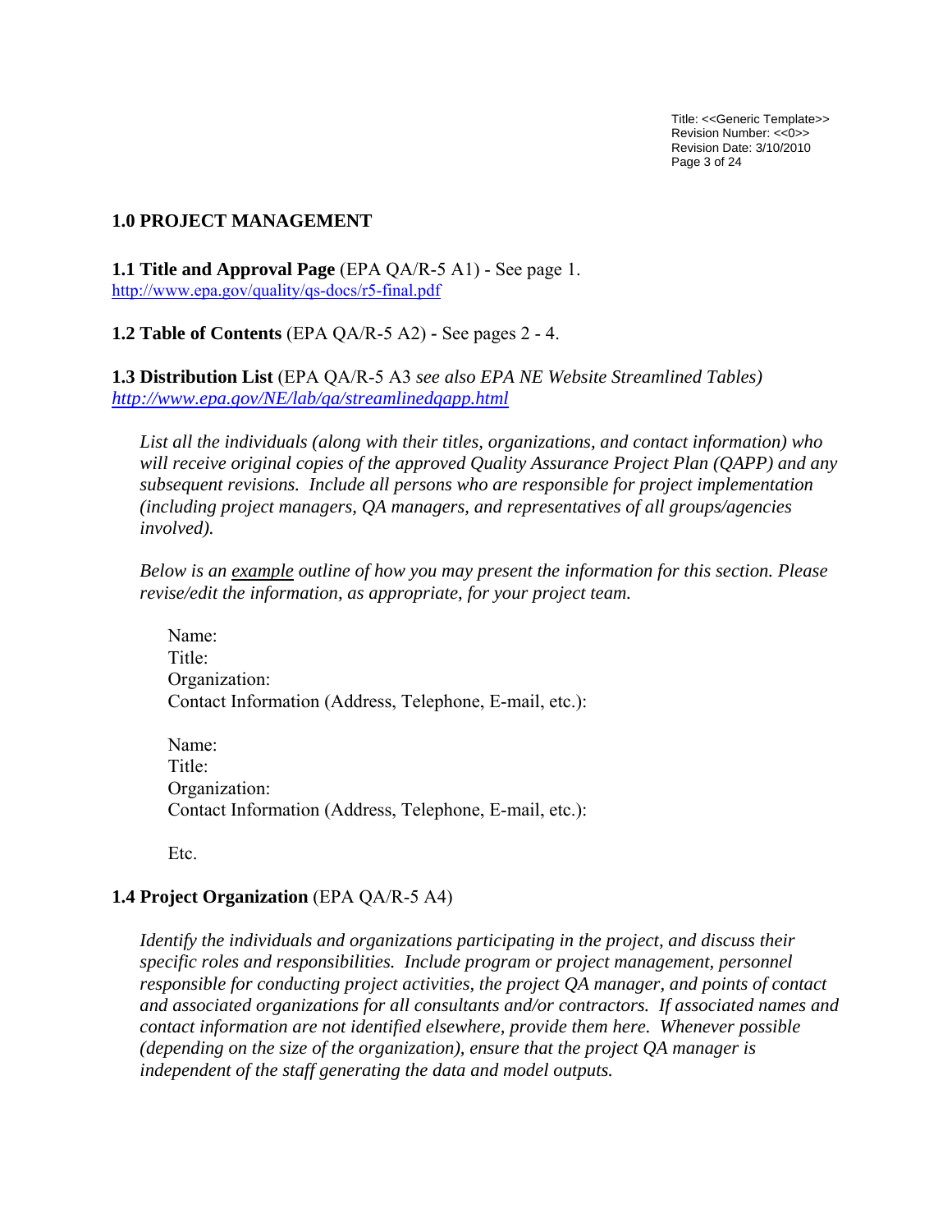# 1.0 PROJECT MANAGEMENT

**1.1 Title and Approval Page** (EPA QA/R-5 A1) - See page 1.
http://www.epa.gov/quality/qs-docs/r5-final.pdf

**1.2 Table of Contents** (EPA QA/R-5 A2) - See pages 2 - 4.

**1.3 Distribution List** (EPA QA/R-5 A3 *see also EPA NE Website Streamlined Tables)*
*http://www.epa.gov/NE/lab/qa/streamlinedqapp.html*

*List all the individuals (along with their titles, organizations, and contact information) who will receive original copies of the approved Quality Assurance Project Plan (QAPP) and any subsequent revisions. Include all persons who are responsible for project implementation (including project managers, QA managers, and representatives of all groups/agencies involved).*

*Below is an* *<u>example</u>* *outline of how you may present the information for this section. Please revise/edit the information, as appropriate, for your project team.*

Name:
Title:
Organization:
Contact Information (Address, Telephone, E-mail, etc.):

Name:
Title:
Organization:
Contact Information (Address, Telephone, E-mail, etc.):

Etc.

**1.4 Project Organization** (EPA QA/R-5 A4)

*Identify the individuals and organizations participating in the project, and discuss their specific roles and responsibilities. Include program or project management, personnel responsible for conducting project activities, the project QA manager, and points of contact and associated organizations for all consultants and/or contractors. If associated names and contact information are not identified elsewhere, provide them here. Whenever possible (depending on the size of the organization), ensure that the project QA manager is independent of the staff generating the data and model outputs.*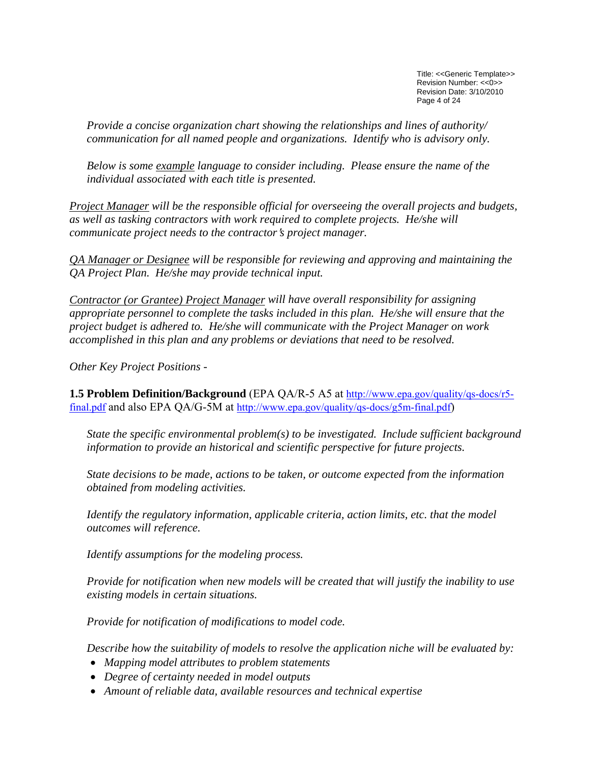*Provide a concise organization chart showing the relationships and lines of authority/ communication for all named people and organizations. Identify who is advisory only.*

*Below is some <u>example</u> language to consider including. Please ensure the name of the individual associated with each title is presented.*

*<u>Project Manager</u> will be the responsible official for overseeing the overall projects and budgets, as well as tasking contractors with work required to complete projects. He/she will communicate project needs to the contractor's project manager.*

*<u>QA Manager or Designee</u> will be responsible for reviewing and approving and maintaining the QA Project Plan. He/she may provide technical input.*

*<u>Contractor (or Grantee) Project Manager</u> will have overall responsibility for assigning appropriate personnel to complete the tasks included in this plan. He/she will ensure that the project budget is adhered to. He/she will communicate with the Project Manager on work accomplished in this plan and any problems or deviations that need to be resolved.*

*Other Key Project Positions -*

**1.5 Problem Definition/Background** (EPA QA/R-5 A5 at http://www.epa.gov/quality/qs-docs/r5-final.pdf and also EPA QA/G-5M at http://www.epa.gov/quality/qs-docs/g5m-final.pdf)

*State the specific environmental problem(s) to be investigated. Include sufficient background information to provide an historical and scientific perspective for future projects.*

*State decisions to be made, actions to be taken, or outcome expected from the information obtained from modeling activities.*

*Identify the regulatory information, applicable criteria, action limits, etc. that the model outcomes will reference.*

*Identify assumptions for the modeling process.*

*Provide for notification when new models will be created that will justify the inability to use existing models in certain situations.*

*Provide for notification of modifications to model code.*

*Describe how the suitability of models to resolve the application niche will be evaluated by:*

- *Mapping model attributes to problem statements*
- *Degree of certainty needed in model outputs*
- *Amount of reliable data, available resources and technical expertise*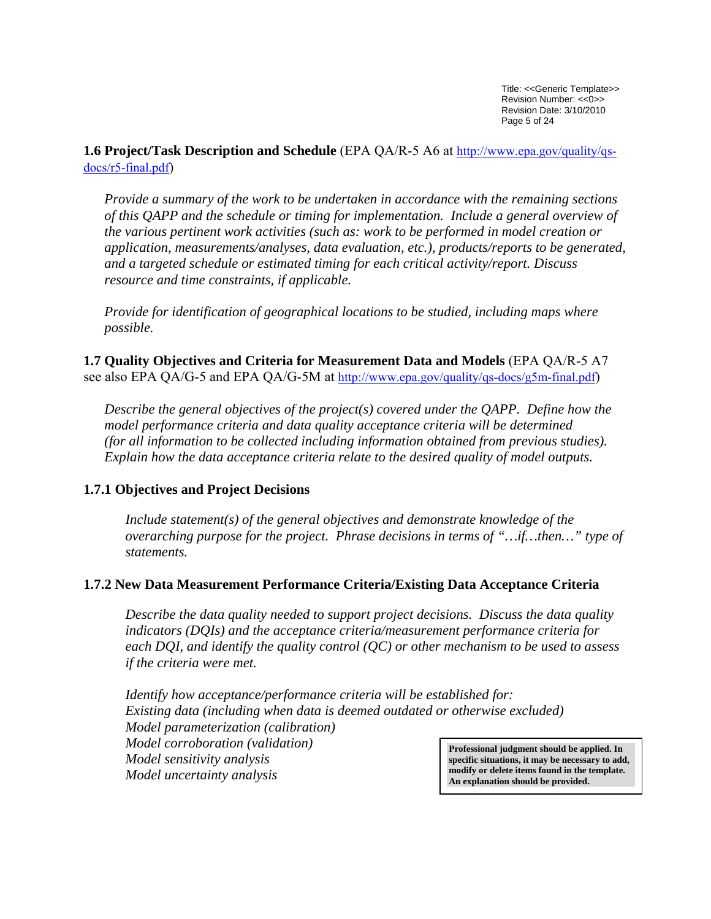## 1.6 Project/Task Description and Schedule (EPA QA/R-5 A6 at http://www.epa.gov/quality/qs-docs/r5-final.pdf)

*Provide a summary of the work to be undertaken in accordance with the remaining sections of this QAPP and the schedule or timing for implementation. Include a general overview of the various pertinent work activities (such as: work to be performed in model creation or application, measurements/analyses, data evaluation, etc.), products/reports to be generated, and a targeted schedule or estimated timing for each critical activity/report. Discuss resource and time constraints, if applicable.*

*Provide for identification of geographical locations to be studied, including maps where possible.*

## 1.7 Quality Objectives and Criteria for Measurement Data and Models (EPA QA/R-5 A7 see also EPA QA/G-5 and EPA QA/G-5M at http://www.epa.gov/quality/qs-docs/g5m-final.pdf)

*Describe the general objectives of the project(s) covered under the QAPP. Define how the model performance criteria and data quality acceptance criteria will be determined (for all information to be collected including information obtained from previous studies). Explain how the data acceptance criteria relate to the desired quality of model outputs.*

### 1.7.1 Objectives and Project Decisions

*Include statement(s) of the general objectives and demonstrate knowledge of the overarching purpose for the project. Phrase decisions in terms of "…if…then…" type of statements.*

### 1.7.2 New Data Measurement Performance Criteria/Existing Data Acceptance Criteria

*Describe the data quality needed to support project decisions. Discuss the data quality indicators (DQIs) and the acceptance criteria/measurement performance criteria for each DQI, and identify the quality control (QC) or other mechanism to be used to assess if the criteria were met.*

*Identify how acceptance/performance criteria will be established for:*
*Existing data (including when data is deemed outdated or otherwise excluded)*
*Model parameterization (calibration)*
*Model corroboration (validation)*
*Model sensitivity analysis*
*Model uncertainty analysis*

**Professional judgment should be applied. In specific situations, it may be necessary to add, modify or delete items found in the template. An explanation should be provided.**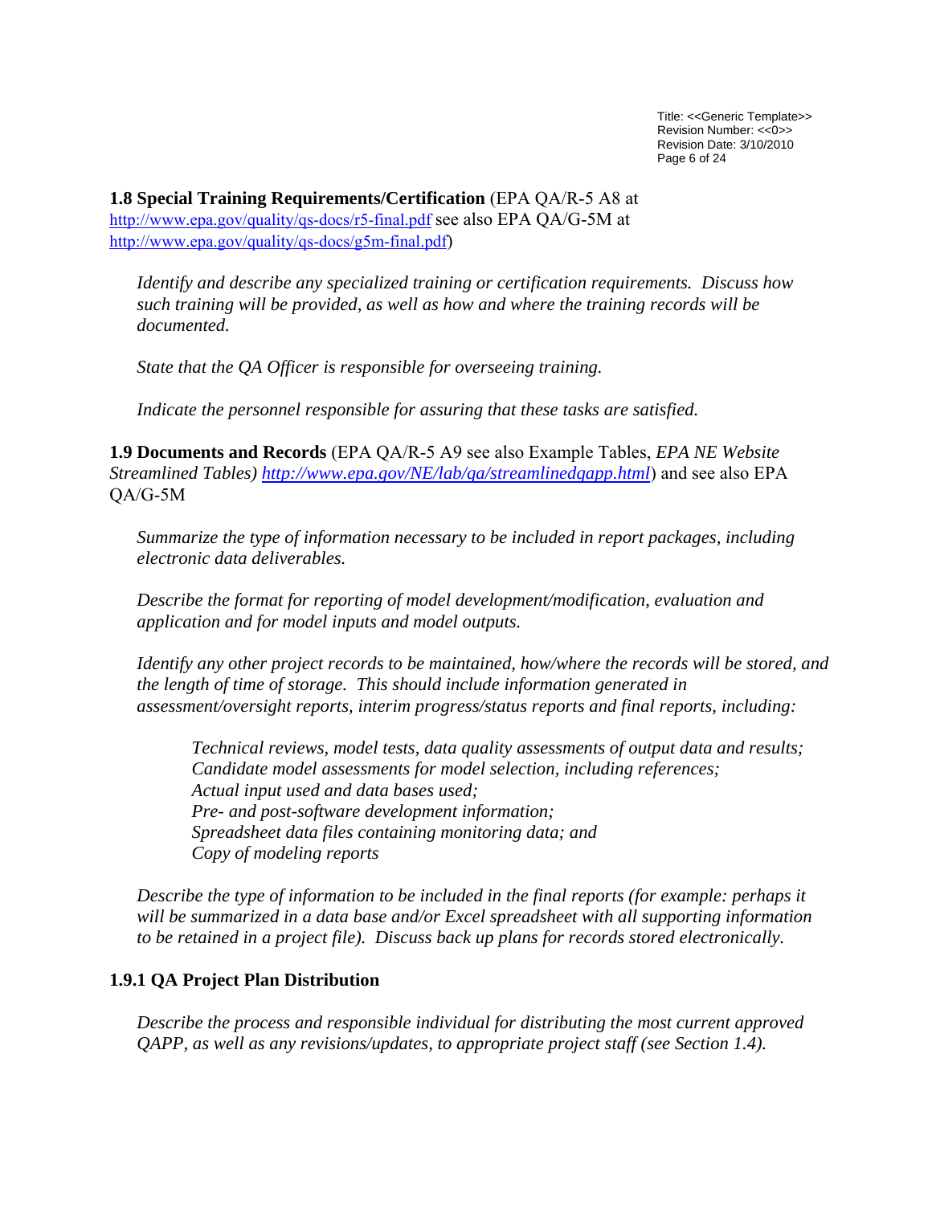**1.8 Special Training Requirements/Certification** (EPA QA/R-5 A8 at http://www.epa.gov/quality/qs-docs/r5-final.pdf see also EPA QA/G-5M at http://www.epa.gov/quality/qs-docs/g5m-final.pdf)

*Identify and describe any specialized training or certification requirements. Discuss how such training will be provided, as well as how and where the training records will be documented.*

*State that the QA Officer is responsible for overseeing training.*

*Indicate the personnel responsible for assuring that these tasks are satisfied.*

**1.9 Documents and Records** (EPA QA/R-5 A9 see also Example Tables, *EPA NE Website Streamlined Tables) http://www.epa.gov/NE/lab/qa/streamlinedqapp.html*) and see also EPA QA/G-5M

*Summarize the type of information necessary to be included in report packages, including electronic data deliverables.*

*Describe the format for reporting of model development/modification, evaluation and application and for model inputs and model outputs.*

*Identify any other project records to be maintained, how/where the records will be stored, and the length of time of storage. This should include information generated in assessment/oversight reports, interim progress/status reports and final reports, including:*

> *Technical reviews, model tests, data quality assessments of output data and results;*
> *Candidate model assessments for model selection, including references;*
> *Actual input used and data bases used;*
> *Pre- and post-software development information;*
> *Spreadsheet data files containing monitoring data; and*
> *Copy of modeling reports*

*Describe the type of information to be included in the final reports (for example: perhaps it will be summarized in a data base and/or Excel spreadsheet with all supporting information to be retained in a project file). Discuss back up plans for records stored electronically.*

### 1.9.1 QA Project Plan Distribution

*Describe the process and responsible individual for distributing the most current approved QAPP, as well as any revisions/updates, to appropriate project staff (see Section 1.4).*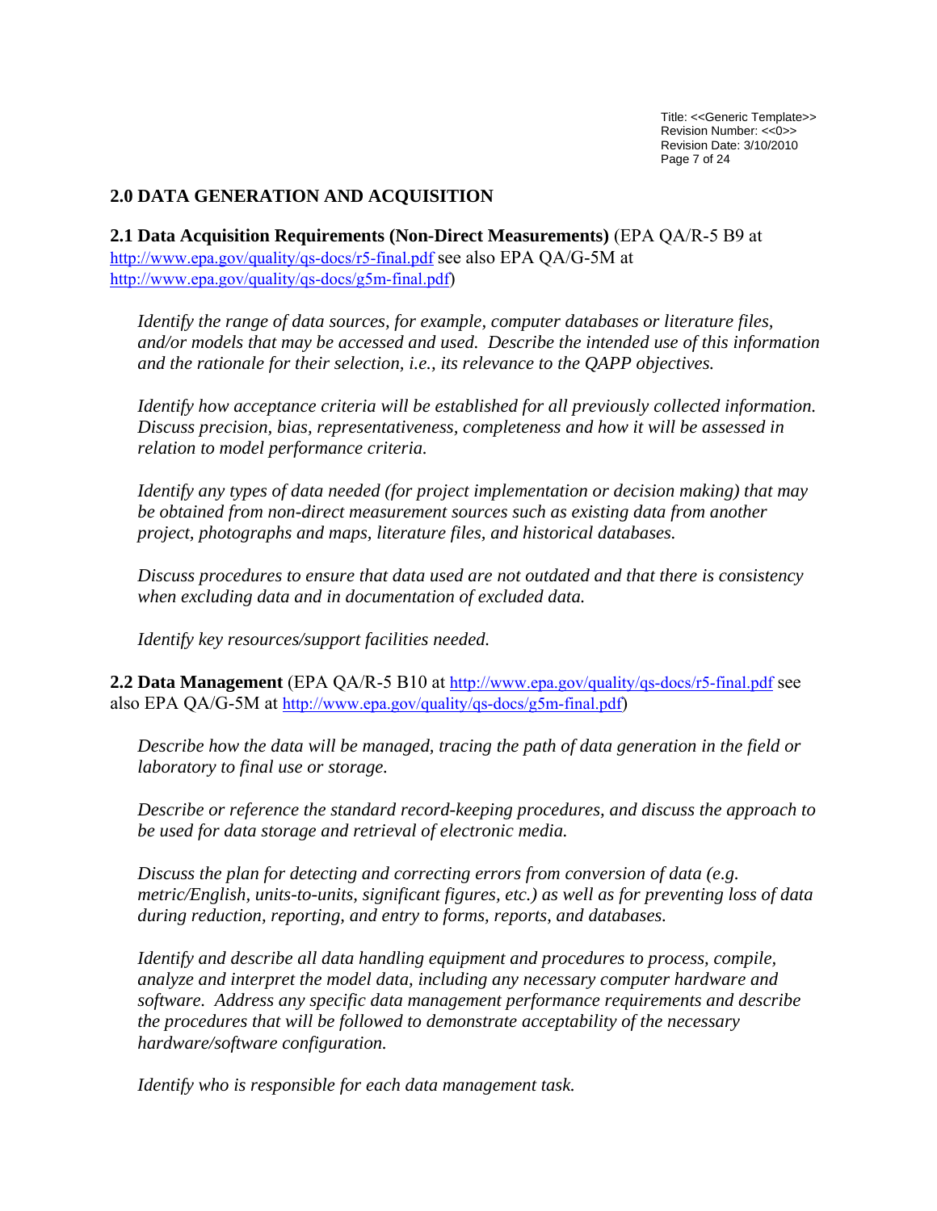## 2.0 DATA GENERATION AND ACQUISITION

### 2.1 Data Acquisition Requirements (Non-Direct Measurements) (EPA QA/R-5 B9 at http://www.epa.gov/quality/qs-docs/r5-final.pdf see also EPA QA/G-5M at http://www.epa.gov/quality/qs-docs/g5m-final.pdf)

*Identify the range of data sources, for example, computer databases or literature files, and/or models that may be accessed and used. Describe the intended use of this information and the rationale for their selection, i.e., its relevance to the QAPP objectives.*

*Identify how acceptance criteria will be established for all previously collected information. Discuss precision, bias, representativeness, completeness and how it will be assessed in relation to model performance criteria.*

*Identify any types of data needed (for project implementation or decision making) that may be obtained from non-direct measurement sources such as existing data from another project, photographs and maps, literature files, and historical databases.*

*Discuss procedures to ensure that data used are not outdated and that there is consistency when excluding data and in documentation of excluded data.*

*Identify key resources/support facilities needed.*

### 2.2 Data Management (EPA QA/R-5 B10 at http://www.epa.gov/quality/qs-docs/r5-final.pdf see also EPA QA/G-5M at http://www.epa.gov/quality/qs-docs/g5m-final.pdf)

*Describe how the data will be managed, tracing the path of data generation in the field or laboratory to final use or storage.*

*Describe or reference the standard record-keeping procedures, and discuss the approach to be used for data storage and retrieval of electronic media.*

*Discuss the plan for detecting and correcting errors from conversion of data (e.g. metric/English, units-to-units, significant figures, etc.) as well as for preventing loss of data during reduction, reporting, and entry to forms, reports, and databases.*

*Identify and describe all data handling equipment and procedures to process, compile, analyze and interpret the model data, including any necessary computer hardware and software. Address any specific data management performance requirements and describe the procedures that will be followed to demonstrate acceptability of the necessary hardware/software configuration.*

*Identify who is responsible for each data management task.*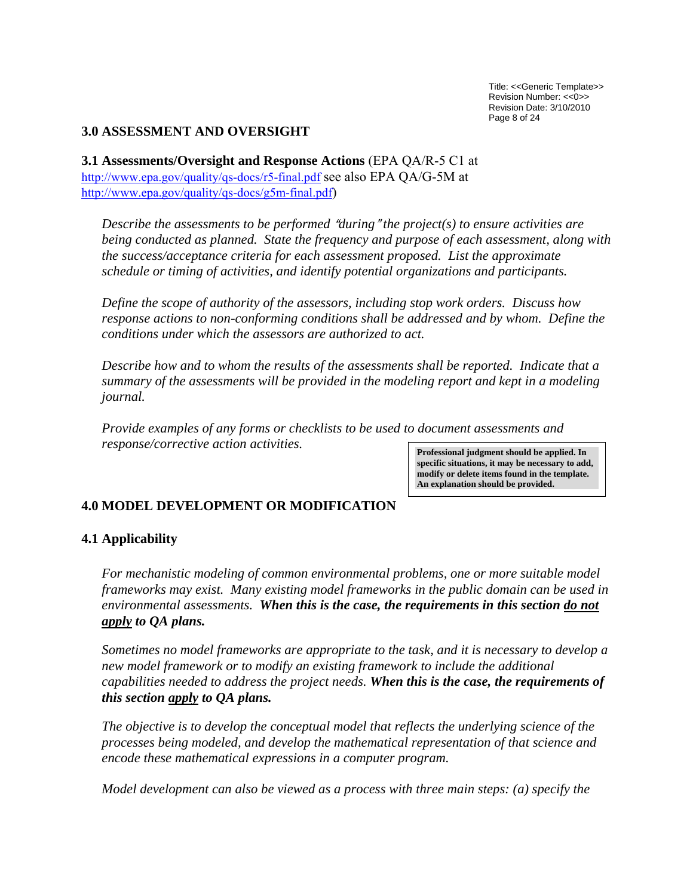## 3.0 ASSESSMENT AND OVERSIGHT

**3.1 Assessments/Oversight and Response Actions** (EPA QA/R-5 C1 at http://www.epa.gov/quality/qs-docs/r5-final.pdf see also EPA QA/G-5M at http://www.epa.gov/quality/qs-docs/g5m-final.pdf)

*Describe the assessments to be performed "during" the project(s) to ensure activities are being conducted as planned. State the frequency and purpose of each assessment, along with the success/acceptance criteria for each assessment proposed. List the approximate schedule or timing of activities, and identify potential organizations and participants.*

*Define the scope of authority of the assessors, including stop work orders. Discuss how response actions to non-conforming conditions shall be addressed and by whom. Define the conditions under which the assessors are authorized to act.*

*Describe how and to whom the results of the assessments shall be reported. Indicate that a summary of the assessments will be provided in the modeling report and kept in a modeling journal.*

*Provide examples of any forms or checklists to be used to document assessments and response/corrective action activities.*

**Professional judgment should be applied. In specific situations, it may be necessary to add, modify or delete items found in the template. An explanation should be provided.**

## 4.0 MODEL DEVELOPMENT OR MODIFICATION

### 4.1 Applicability

*For mechanistic modeling of common environmental problems, one or more suitable model frameworks may exist. Many existing model frameworks in the public domain can be used in environmental assessments.* ***When this is the case, the requirements in this section <u>do not apply</u> to QA plans.***

*Sometimes no model frameworks are appropriate to the task, and it is necessary to develop a new model framework or to modify an existing framework to include the additional capabilities needed to address the project needs.* ***When this is the case, the requirements of this section <u>apply</u> to QA plans.***

*The objective is to develop the conceptual model that reflects the underlying science of the processes being modeled, and develop the mathematical representation of that science and encode these mathematical expressions in a computer program.*

*Model development can also be viewed as a process with three main steps: (a) specify the*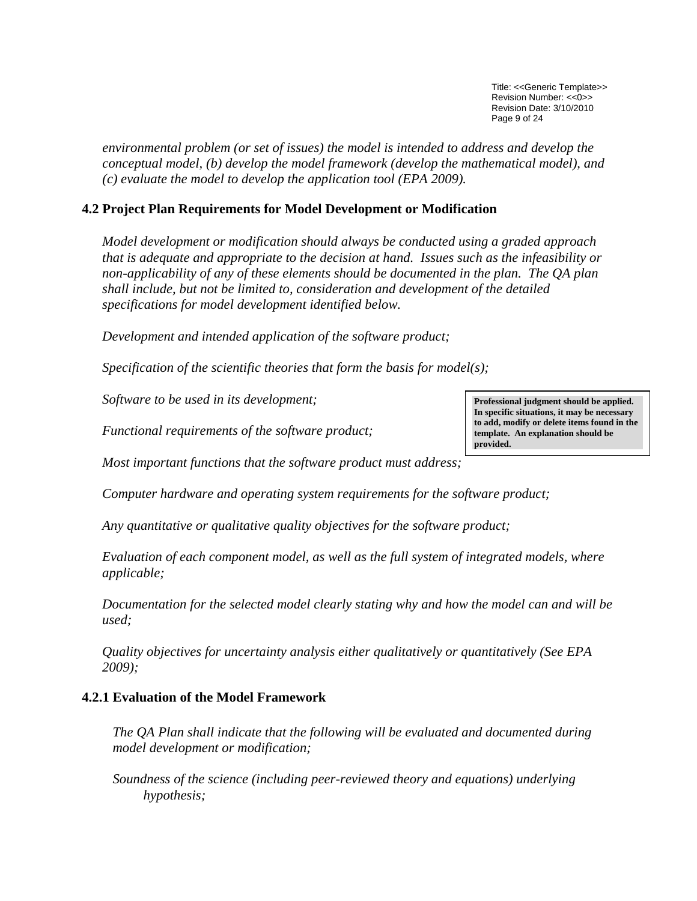*environmental problem (or set of issues) the model is intended to address and develop the conceptual model, (b) develop the model framework (develop the mathematical model), and (c) evaluate the model to develop the application tool (EPA 2009).*

## 4.2 Project Plan Requirements for Model Development or Modification

*Model development or modification should always be conducted using a graded approach that is adequate and appropriate to the decision at hand. Issues such as the infeasibility or non-applicability of any of these elements should be documented in the plan. The QA plan shall include, but not be limited to, consideration and development of the detailed specifications for model development identified below.*

*Development and intended application of the software product;*

*Specification of the scientific theories that form the basis for model(s);*

*Software to be used in its development;*

*Functional requirements of the software product;*

> **Professional judgment should be applied. In specific situations, it may be necessary to add, modify or delete items found in the template. An explanation should be provided.**

*Most important functions that the software product must address;*

*Computer hardware and operating system requirements for the software product;*

*Any quantitative or qualitative quality objectives for the software product;*

*Evaluation of each component model, as well as the full system of integrated models, where applicable;*

*Documentation for the selected model clearly stating why and how the model can and will be used;*

*Quality objectives for uncertainty analysis either qualitatively or quantitatively (See EPA 2009);*

### 4.2.1 Evaluation of the Model Framework

*The QA Plan shall indicate that the following will be evaluated and documented during model development or modification;*

*Soundness of the science (including peer-reviewed theory and equations) underlying hypothesis;*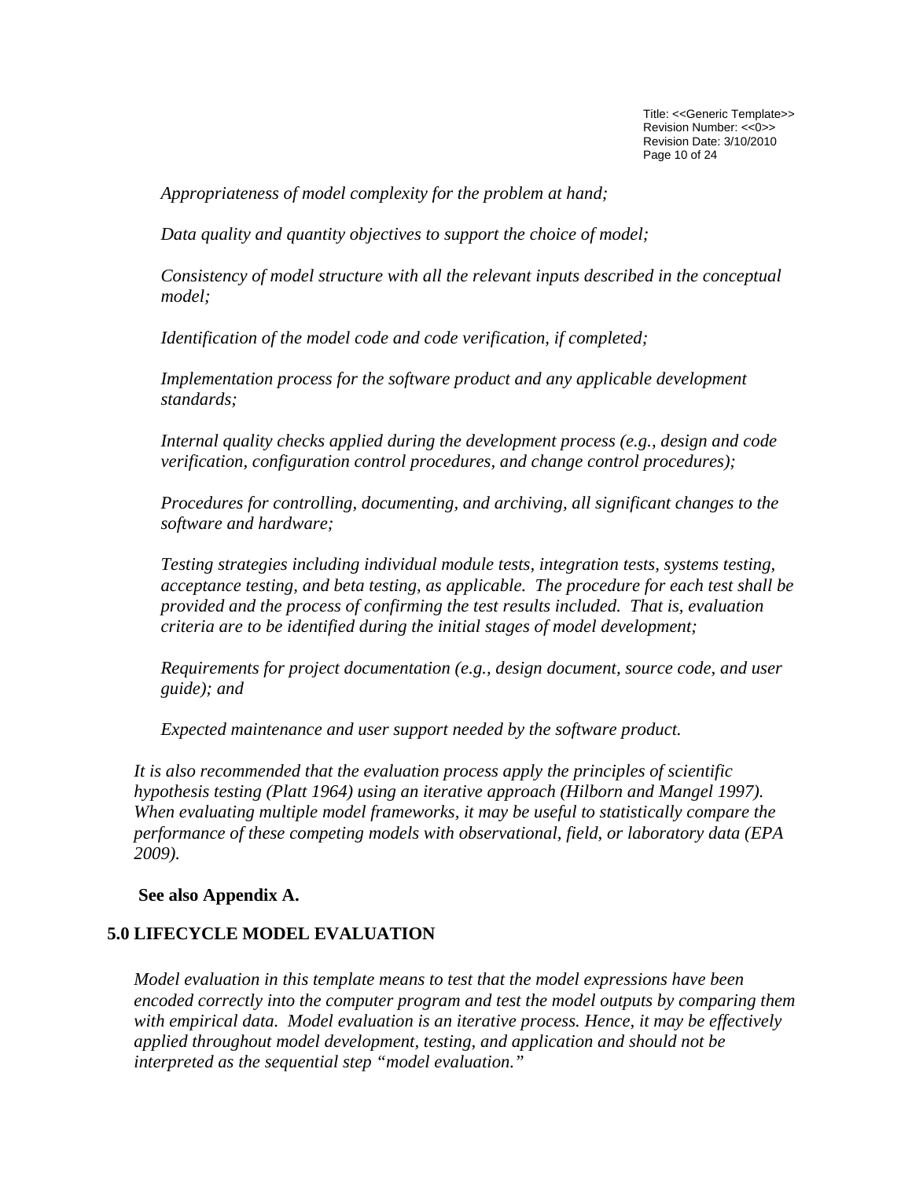*Appropriateness of model complexity for the problem at hand;*

*Data quality and quantity objectives to support the choice of model;*

*Consistency of model structure with all the relevant inputs described in the conceptual model;*

*Identification of the model code and code verification, if completed;*

*Implementation process for the software product and any applicable development standards;*

*Internal quality checks applied during the development process (e.g., design and code verification, configuration control procedures, and change control procedures);*

*Procedures for controlling, documenting, and archiving, all significant changes to the software and hardware;*

*Testing strategies including individual module tests, integration tests, systems testing, acceptance testing, and beta testing, as applicable. The procedure for each test shall be provided and the process of confirming the test results included. That is, evaluation criteria are to be identified during the initial stages of model development;*

*Requirements for project documentation (e.g., design document, source code, and user guide); and*

*Expected maintenance and user support needed by the software product.*

*It is also recommended that the evaluation process apply the principles of scientific hypothesis testing (Platt 1964) using an iterative approach (Hilborn and Mangel 1997). When evaluating multiple model frameworks, it may be useful to statistically compare the performance of these competing models with observational, field, or laboratory data (EPA 2009).*

**See also Appendix A.**

## 5.0 LIFECYCLE MODEL EVALUATION

*Model evaluation in this template means to test that the model expressions have been encoded correctly into the computer program and test the model outputs by comparing them with empirical data. Model evaluation is an iterative process. Hence, it may be effectively applied throughout model development, testing, and application and should not be interpreted as the sequential step "model evaluation."*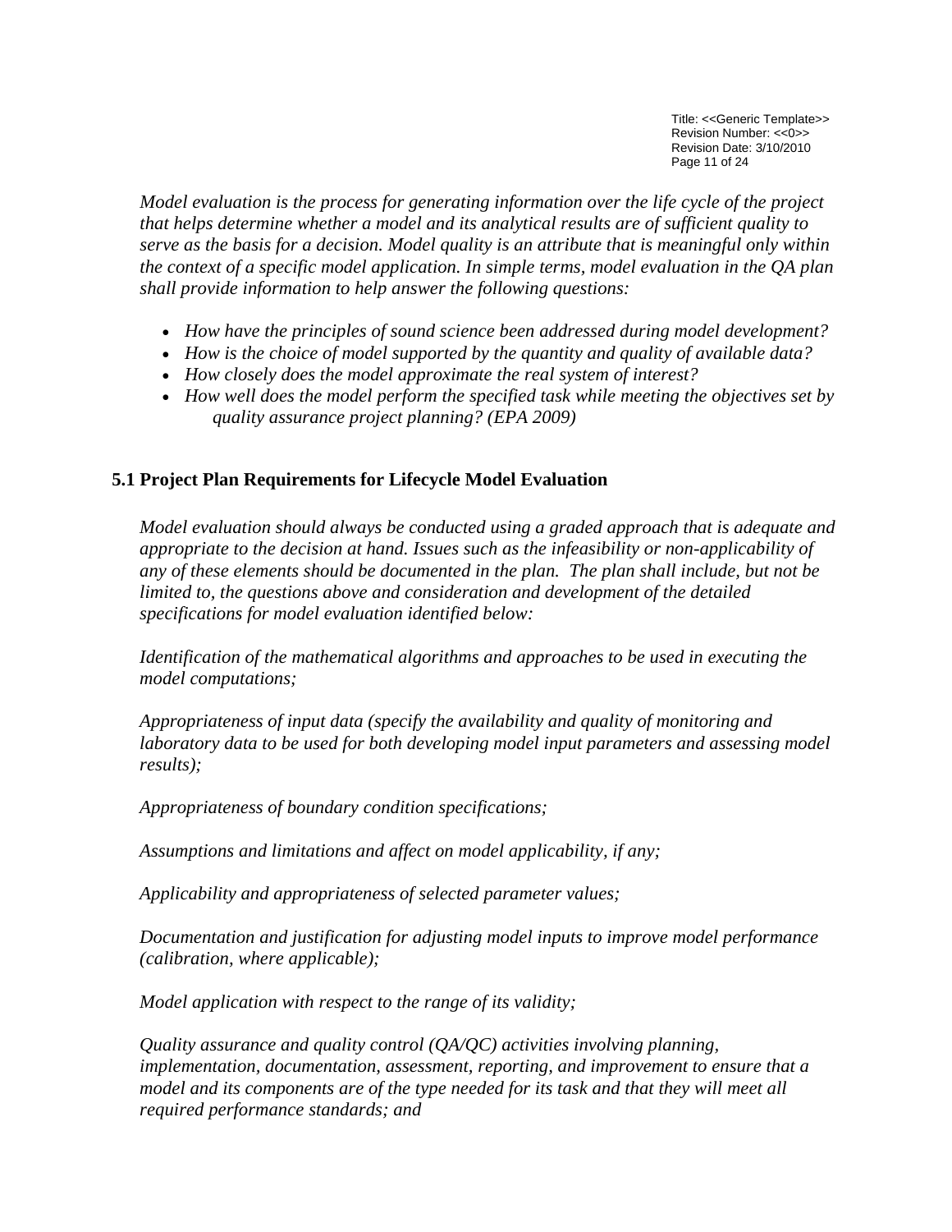*Model evaluation is the process for generating information over the life cycle of the project that helps determine whether a model and its analytical results are of sufficient quality to serve as the basis for a decision. Model quality is an attribute that is meaningful only within the context of a specific model application. In simple terms, model evaluation in the QA plan shall provide information to help answer the following questions:*

- *How have the principles of sound science been addressed during model development?*
- *How is the choice of model supported by the quantity and quality of available data?*
- *How closely does the model approximate the real system of interest?*
- *How well does the model perform the specified task while meeting the objectives set by quality assurance project planning? (EPA 2009)*

## 5.1 Project Plan Requirements for Lifecycle Model Evaluation

*Model evaluation should always be conducted using a graded approach that is adequate and appropriate to the decision at hand. Issues such as the infeasibility or non-applicability of any of these elements should be documented in the plan. The plan shall include, but not be limited to, the questions above and consideration and development of the detailed specifications for model evaluation identified below:*

*Identification of the mathematical algorithms and approaches to be used in executing the model computations;*

*Appropriateness of input data (specify the availability and quality of monitoring and laboratory data to be used for both developing model input parameters and assessing model results);*

*Appropriateness of boundary condition specifications;*

*Assumptions and limitations and affect on model applicability, if any;*

*Applicability and appropriateness of selected parameter values;*

*Documentation and justification for adjusting model inputs to improve model performance (calibration, where applicable);*

*Model application with respect to the range of its validity;*

*Quality assurance and quality control (QA/QC) activities involving planning, implementation, documentation, assessment, reporting, and improvement to ensure that a model and its components are of the type needed for its task and that they will meet all required performance standards; and*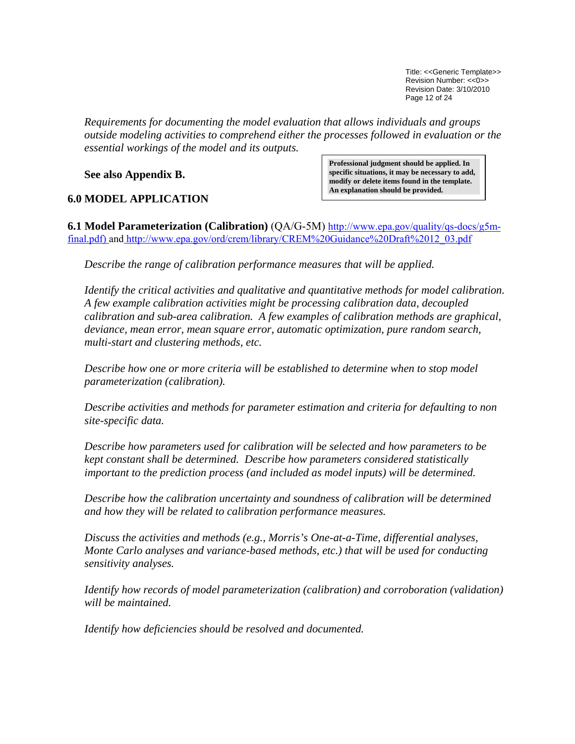*Requirements for documenting the model evaluation that allows individuals and groups outside modeling activities to comprehend either the processes followed in evaluation or the essential workings of the model and its outputs.*

**See also Appendix B.**

**Professional judgment should be applied. In specific situations, it may be necessary to add, modify or delete items found in the template. An explanation should be provided.**

## 6.0 MODEL APPLICATION

**6.1 Model Parameterization (Calibration)** (QA/G-5M) [http://www.epa.gov/quality/qs-docs/g5m-final.pdf)](http://www.epa.gov/quality/qs-docs/g5m-final.pdf) and [http://www.epa.gov/ord/crem/library/CREM%20Guidance%20Draft%2012_03.pdf](http://www.epa.gov/ord/crem/library/CREM%20Guidance%20Draft%2012_03.pdf)

*Describe the range of calibration performance measures that will be applied.*

*Identify the critical activities and qualitative and quantitative methods for model calibration. A few example calibration activities might be processing calibration data, decoupled calibration and sub-area calibration. A few examples of calibration methods are graphical, deviance, mean error, mean square error, automatic optimization, pure random search, multi-start and clustering methods, etc.*

*Describe how one or more criteria will be established to determine when to stop model parameterization (calibration).*

*Describe activities and methods for parameter estimation and criteria for defaulting to non site-specific data.*

*Describe how parameters used for calibration will be selected and how parameters to be kept constant shall be determined. Describe how parameters considered statistically important to the prediction process (and included as model inputs) will be determined.*

*Describe how the calibration uncertainty and soundness of calibration will be determined and how they will be related to calibration performance measures.*

*Discuss the activities and methods (e.g., Morris's One-at-a-Time, differential analyses, Monte Carlo analyses and variance-based methods, etc.) that will be used for conducting sensitivity analyses.*

*Identify how records of model parameterization (calibration) and corroboration (validation) will be maintained.*

*Identify how deficiencies should be resolved and documented.*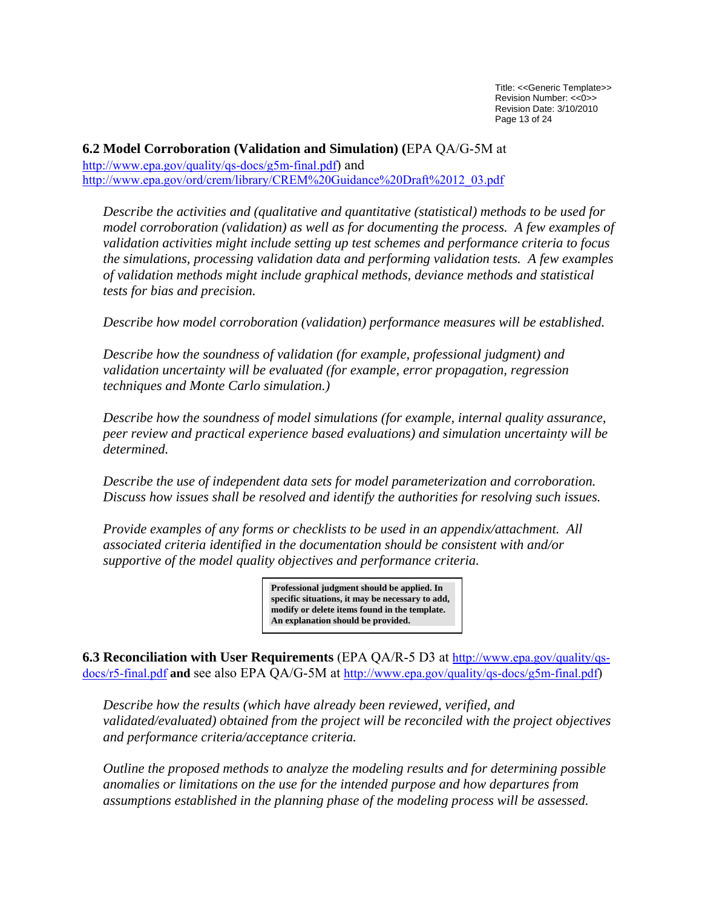## 6.2 Model Corroboration (Validation and Simulation) (EPA QA/G-5M at http://www.epa.gov/quality/qs-docs/g5m-final.pdf) and http://www.epa.gov/ord/crem/library/CREM%20Guidance%20Draft%2012_03.pdf

*Describe the activities and (qualitative and quantitative (statistical) methods to be used for model corroboration (validation) as well as for documenting the process. A few examples of validation activities might include setting up test schemes and performance criteria to focus the simulations, processing validation data and performing validation tests. A few examples of validation methods might include graphical methods, deviance methods and statistical tests for bias and precision.*

*Describe how model corroboration (validation) performance measures will be established.*

*Describe how the soundness of validation (for example, professional judgment) and validation uncertainty will be evaluated (for example, error propagation, regression techniques and Monte Carlo simulation.)*

*Describe how the soundness of model simulations (for example, internal quality assurance, peer review and practical experience based evaluations) and simulation uncertainty will be determined.*

*Describe the use of independent data sets for model parameterization and corroboration. Discuss how issues shall be resolved and identify the authorities for resolving such issues.*

*Provide examples of any forms or checklists to be used in an appendix/attachment. All associated criteria identified in the documentation should be consistent with and/or supportive of the model quality objectives and performance criteria.*

**Professional judgment should be applied. In specific situations, it may be necessary to add, modify or delete items found in the template. An explanation should be provided.**

## 6.3 Reconciliation with User Requirements (EPA QA/R-5 D3 at http://www.epa.gov/quality/qs-docs/r5-final.pdf **and** see also EPA QA/G-5M at http://www.epa.gov/quality/qs-docs/g5m-final.pdf)

*Describe how the results (which have already been reviewed, verified, and validated/evaluated) obtained from the project will be reconciled with the project objectives and performance criteria/acceptance criteria.*

*Outline the proposed methods to analyze the modeling results and for determining possible anomalies or limitations on the use for the intended purpose and how departures from assumptions established in the planning phase of the modeling process will be assessed.*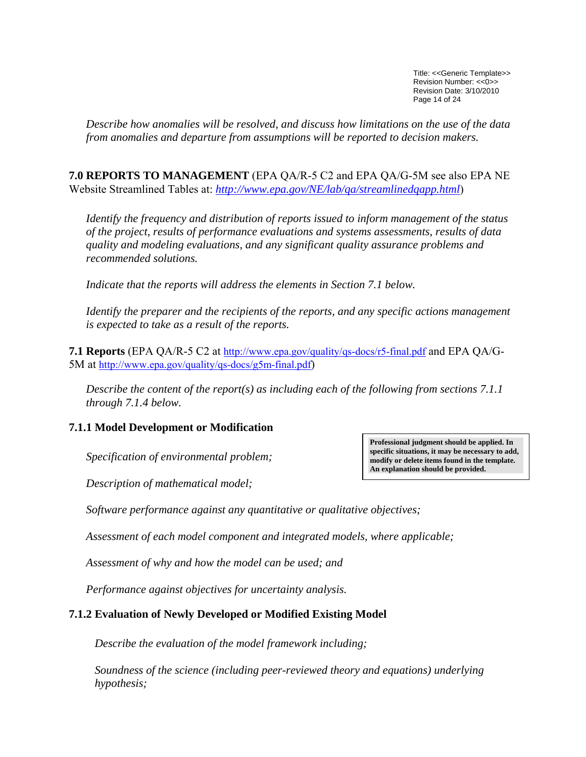*Describe how anomalies will be resolved, and discuss how limitations on the use of the data from anomalies and departure from assumptions will be reported to decision makers.*

## 7.0 REPORTS TO MANAGEMENT (EPA QA/R-5 C2 and EPA QA/G-5M see also EPA NE Website Streamlined Tables at: *http://www.epa.gov/NE/lab/qa/streamlinedqapp.html*)

*Identify the frequency and distribution of reports issued to inform management of the status of the project, results of performance evaluations and systems assessments, results of data quality and modeling evaluations, and any significant quality assurance problems and recommended solutions.*

*Indicate that the reports will address the elements in Section 7.1 below.*

*Identify the preparer and the recipients of the reports, and any specific actions management is expected to take as a result of the reports.*

### 7.1 Reports (EPA QA/R-5 C2 at http://www.epa.gov/quality/qs-docs/r5-final.pdf and EPA QA/G-5M at http://www.epa.gov/quality/qs-docs/g5m-final.pdf)

*Describe the content of the report(s) as including each of the following from sections 7.1.1 through 7.1.4 below.*

#### 7.1.1 Model Development or Modification

**Professional judgment should be applied. In specific situations, it may be necessary to add, modify or delete items found in the template. An explanation should be provided.**

*Specification of environmental problem;*

*Description of mathematical model;*

*Software performance against any quantitative or qualitative objectives;*

*Assessment of each model component and integrated models, where applicable;*

*Assessment of why and how the model can be used; and*

*Performance against objectives for uncertainty analysis.*

#### 7.1.2 Evaluation of Newly Developed or Modified Existing Model

*Describe the evaluation of the model framework including;*

*Soundness of the science (including peer-reviewed theory and equations) underlying hypothesis;*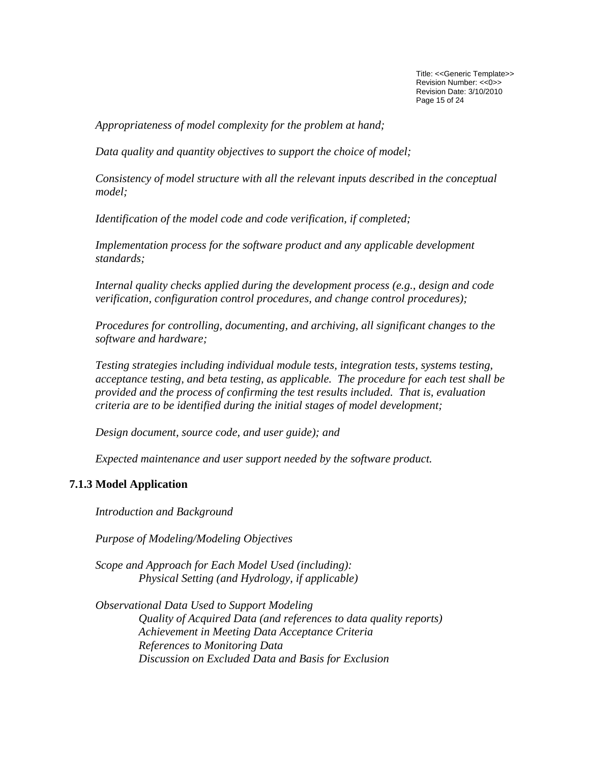*Appropriateness of model complexity for the problem at hand;*

*Data quality and quantity objectives to support the choice of model;*

*Consistency of model structure with all the relevant inputs described in the conceptual model;*

*Identification of the model code and code verification, if completed;*

*Implementation process for the software product and any applicable development standards;*

*Internal quality checks applied during the development process (e.g., design and code verification, configuration control procedures, and change control procedures);*

*Procedures for controlling, documenting, and archiving, all significant changes to the software and hardware;*

*Testing strategies including individual module tests, integration tests, systems testing, acceptance testing, and beta testing, as applicable. The procedure for each test shall be provided and the process of confirming the test results included. That is, evaluation criteria are to be identified during the initial stages of model development;*

*Design document, source code, and user guide); and*

*Expected maintenance and user support needed by the software product.*

### 7.1.3 Model Application

*Introduction and Background*

*Purpose of Modeling/Modeling Objectives*

*Scope and Approach for Each Model Used (including):*
*Physical Setting (and Hydrology, if applicable)*

*Observational Data Used to Support Modeling*
*Quality of Acquired Data (and references to data quality reports)*
*Achievement in Meeting Data Acceptance Criteria*
*References to Monitoring Data*
*Discussion on Excluded Data and Basis for Exclusion*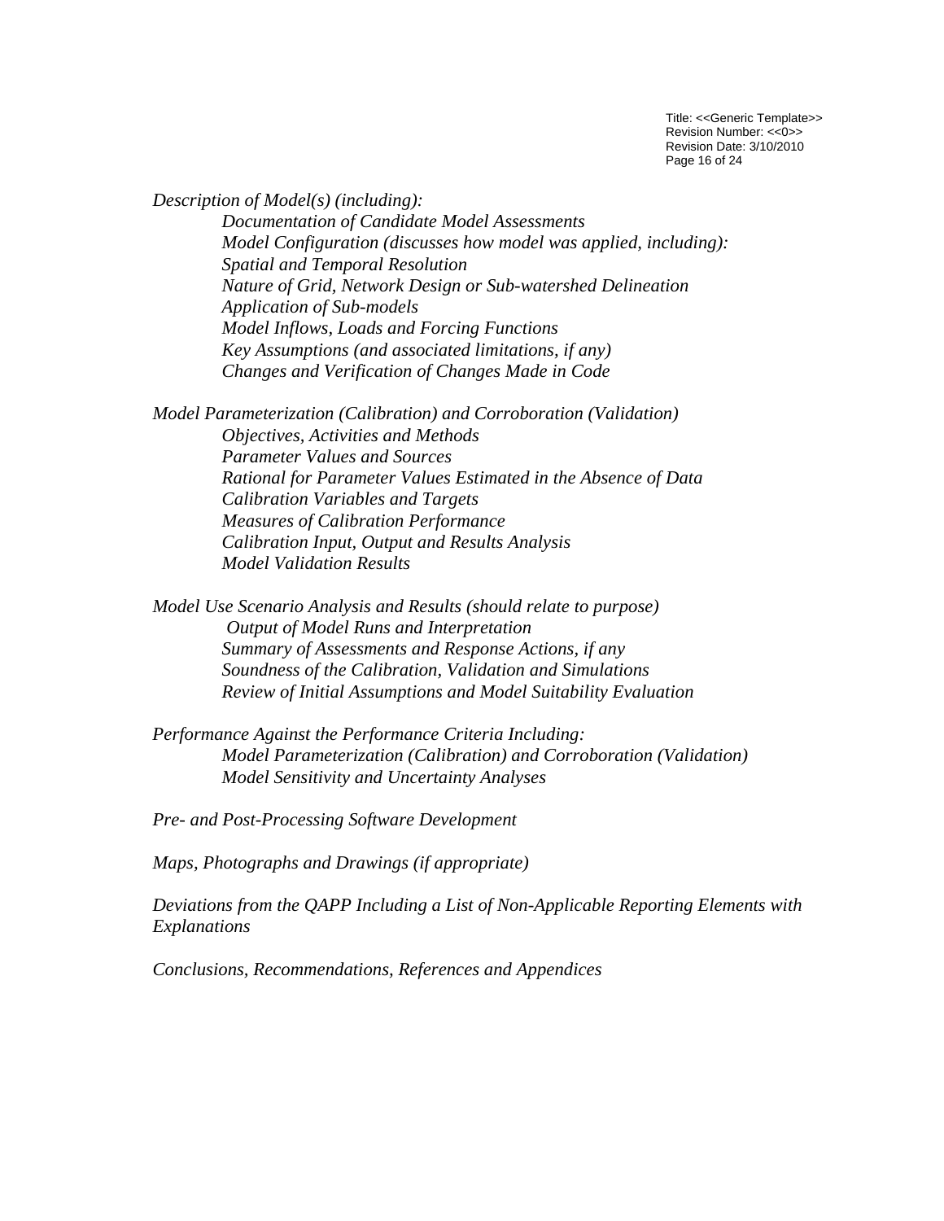*Description of Model(s) (including):*

- *Documentation of Candidate Model Assessments*
- *Model Configuration (discusses how model was applied, including):*
- *Spatial and Temporal Resolution*
- *Nature of Grid, Network Design or Sub-watershed Delineation*
- *Application of Sub-models*
- *Model Inflows, Loads and Forcing Functions*
- *Key Assumptions (and associated limitations, if any)*
- *Changes and Verification of Changes Made in Code*

*Model Parameterization (Calibration) and Corroboration (Validation)*

- *Objectives, Activities and Methods*
- *Parameter Values and Sources*
- *Rational for Parameter Values Estimated in the Absence of Data*
- *Calibration Variables and Targets*
- *Measures of Calibration Performance*
- *Calibration Input, Output and Results Analysis*
- *Model Validation Results*

*Model Use Scenario Analysis and Results (should relate to purpose)*

- *Output of Model Runs and Interpretation*
- *Summary of Assessments and Response Actions, if any*
- *Soundness of the Calibration, Validation and Simulations*
- *Review of Initial Assumptions and Model Suitability Evaluation*

*Performance Against the Performance Criteria Including:*

- *Model Parameterization (Calibration) and Corroboration (Validation)*
- *Model Sensitivity and Uncertainty Analyses*

*Pre- and Post-Processing Software Development*

*Maps, Photographs and Drawings (if appropriate)*

*Deviations from the QAPP Including a List of Non-Applicable Reporting Elements with Explanations*

*Conclusions, Recommendations, References and Appendices*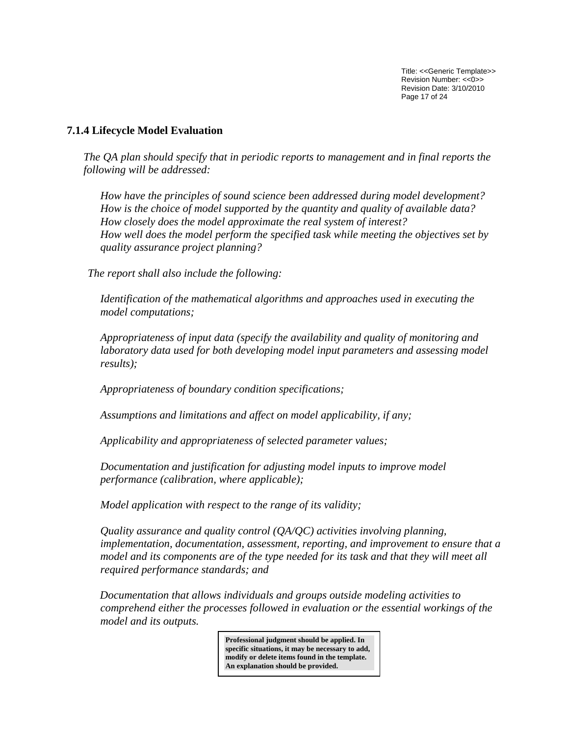### 7.1.4 Lifecycle Model Evaluation

*The QA plan should specify that in periodic reports to management and in final reports the following will be addressed:*

*How have the principles of sound science been addressed during model development?*
*How is the choice of model supported by the quantity and quality of available data?*
*How closely does the model approximate the real system of interest?*
*How well does the model perform the specified task while meeting the objectives set by quality assurance project planning?*

*The report shall also include the following:*

*Identification of the mathematical algorithms and approaches used in executing the model computations;*

*Appropriateness of input data (specify the availability and quality of monitoring and laboratory data used for both developing model input parameters and assessing model results);*

*Appropriateness of boundary condition specifications;*

*Assumptions and limitations and affect on model applicability, if any;*

*Applicability and appropriateness of selected parameter values;*

*Documentation and justification for adjusting model inputs to improve model performance (calibration, where applicable);*

*Model application with respect to the range of its validity;*

*Quality assurance and quality control (QA/QC) activities involving planning, implementation, documentation, assessment, reporting, and improvement to ensure that a model and its components are of the type needed for its task and that they will meet all required performance standards; and*

*Documentation that allows individuals and groups outside modeling activities to comprehend either the processes followed in evaluation or the essential workings of the model and its outputs.*

**Professional judgment should be applied. In specific situations, it may be necessary to add, modify or delete items found in the template. An explanation should be provided.**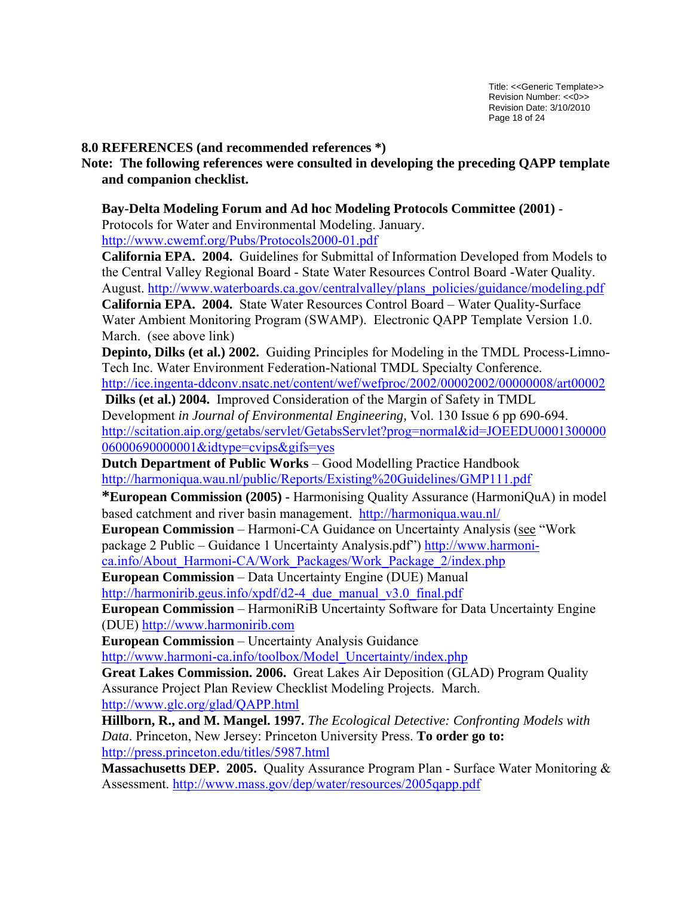## 8.0 REFERENCES (and recommended references *)

**Note: The following references were consulted in developing the preceding QAPP template and companion checklist.**

**Bay-Delta Modeling Forum and Ad hoc Modeling Protocols Committee (2001)** - Protocols for Water and Environmental Modeling. January. http://www.cwemf.org/Pubs/Protocols2000-01.pdf

**California EPA. 2004.** Guidelines for Submittal of Information Developed from Models to the Central Valley Regional Board - State Water Resources Control Board -Water Quality. August. http://www.waterboards.ca.gov/centralvalley/plans_policies/guidance/modeling.pdf

**California EPA. 2004.** State Water Resources Control Board – Water Quality-Surface Water Ambient Monitoring Program (SWAMP). Electronic QAPP Template Version 1.0. March. (see above link)

**Depinto, Dilks (et al.) 2002.** Guiding Principles for Modeling in the TMDL Process-Limno-Tech Inc. Water Environment Federation-National TMDL Specialty Conference. http://ice.ingenta-ddconv.nsatc.net/content/wef/wefproc/2002/00002002/00000008/art00002

**Dilks (et al.) 2004.** Improved Consideration of the Margin of Safety in TMDL Development *in Journal of Environmental Engineering*, Vol. 130 Issue 6 pp 690-694. http://scitation.aip.org/getabs/servlet/GetabsServlet?prog=normal&id=JOEEDU000130000006000690000001&idtype=cvips&gifs=yes

**Dutch Department of Public Works** – Good Modelling Practice Handbook http://harmoniqua.wau.nl/public/Reports/Existing%20Guidelines/GMP111.pdf

***European Commission (2005) -** Harmonising Quality Assurance (HarmoniQuA) in model based catchment and river basin management. http://harmoniqua.wau.nl/

**European Commission** – Harmoni-CA Guidance on Uncertainty Analysis (see "Work package 2 Public – Guidance 1 Uncertainty Analysis.pdf") http://www.harmoni-ca.info/About_Harmoni-CA/Work_Packages/Work_Package_2/index.php

**European Commission** – Data Uncertainty Engine (DUE) Manual http://harmonirib.geus.info/xpdf/d2-4_due_manual_v3.0_final.pdf

**European Commission** – HarmoniRiB Uncertainty Software for Data Uncertainty Engine (DUE) http://www.harmonirib.com

**European Commission** – Uncertainty Analysis Guidance http://www.harmoni-ca.info/toolbox/Model_Uncertainty/index.php

**Great Lakes Commission. 2006.** Great Lakes Air Deposition (GLAD) Program Quality Assurance Project Plan Review Checklist Modeling Projects. March. http://www.glc.org/glad/QAPP.html

**Hillborn, R., and M. Mangel. 1997.** *The Ecological Detective: Confronting Models with Data*. Princeton, New Jersey: Princeton University Press. **To order go to:** http://press.princeton.edu/titles/5987.html

**Massachusetts DEP. 2005.** Quality Assurance Program Plan - Surface Water Monitoring & Assessment. http://www.mass.gov/dep/water/resources/2005qapp.pdf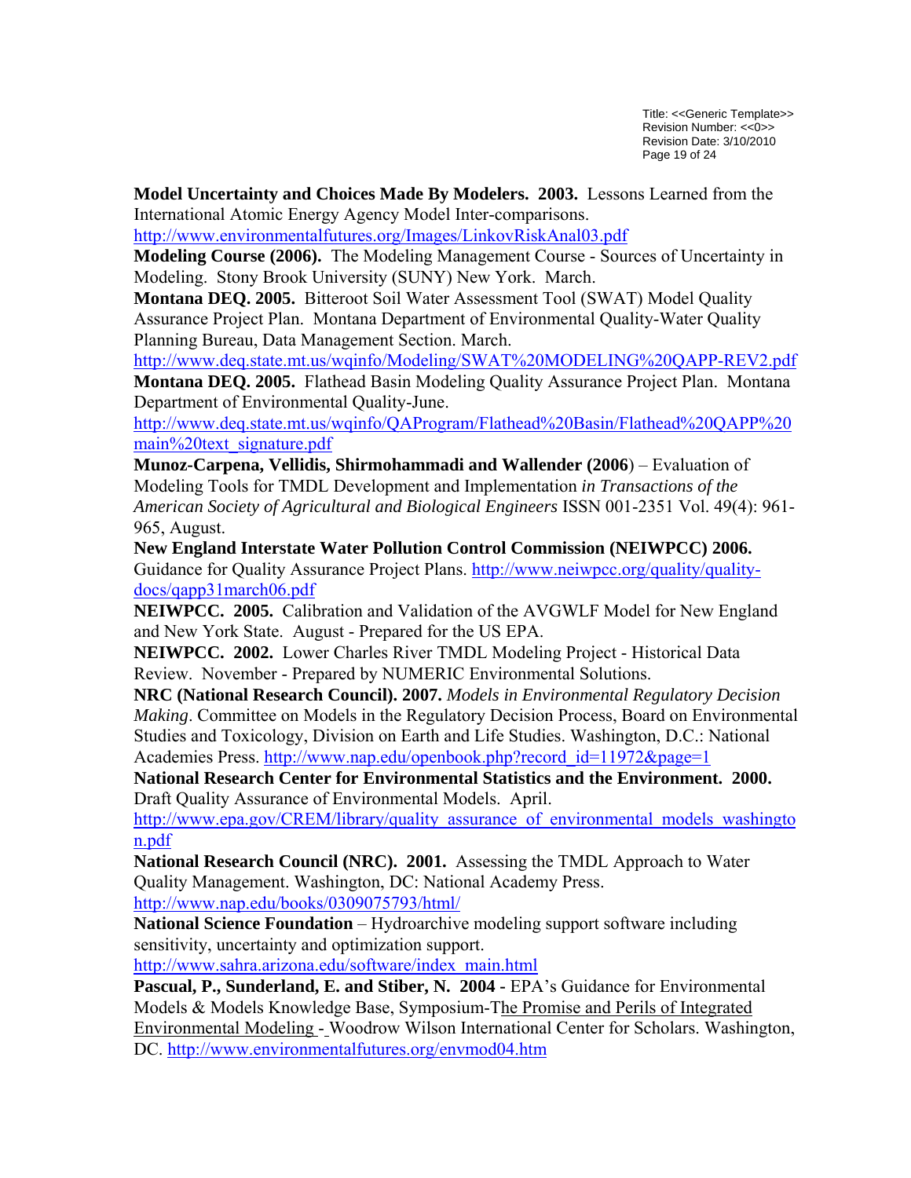**Model Uncertainty and Choices Made By Modelers. 2003.** Lessons Learned from the International Atomic Energy Agency Model Inter-comparisons. http://www.environmentalfutures.org/Images/LinkovRiskAnal03.pdf

**Modeling Course (2006).** The Modeling Management Course - Sources of Uncertainty in Modeling. Stony Brook University (SUNY) New York. March.

**Montana DEQ. 2005.** Bitteroot Soil Water Assessment Tool (SWAT) Model Quality Assurance Project Plan. Montana Department of Environmental Quality-Water Quality Planning Bureau, Data Management Section. March. http://www.deq.state.mt.us/wqinfo/Modeling/SWAT%20MODELING%20QAPP-REV2.pdf

**Montana DEQ. 2005.** Flathead Basin Modeling Quality Assurance Project Plan. Montana Department of Environmental Quality-June. http://www.deq.state.mt.us/wqinfo/QAProgram/Flathead%20Basin/Flathead%20QAPP%20main%20text_signature.pdf

**Munoz-Carpena, Vellidis, Shirmohammadi and Wallender (2006**) – Evaluation of Modeling Tools for TMDL Development and Implementation *in Transactions of the American Society of Agricultural and Biological Engineers* ISSN 001-2351 Vol. 49(4): 961-965, August.

**New England Interstate Water Pollution Control Commission (NEIWPCC) 2006.** Guidance for Quality Assurance Project Plans. http://www.neiwpcc.org/quality/quality-docs/qapp31march06.pdf

**NEIWPCC. 2005.** Calibration and Validation of the AVGWLF Model for New England and New York State. August - Prepared for the US EPA.

**NEIWPCC. 2002.** Lower Charles River TMDL Modeling Project - Historical Data Review. November - Prepared by NUMERIC Environmental Solutions.

**NRC (National Research Council). 2007.** *Models in Environmental Regulatory Decision Making*. Committee on Models in the Regulatory Decision Process, Board on Environmental Studies and Toxicology, Division on Earth and Life Studies. Washington, D.C.: National Academies Press. http://www.nap.edu/openbook.php?record_id=11972&page=1

**National Research Center for Environmental Statistics and the Environment. 2000.** Draft Quality Assurance of Environmental Models. April. http://www.epa.gov/CREM/library/quality_assurance_of_environmental_models_washington.pdf

**National Research Council (NRC). 2001.** Assessing the TMDL Approach to Water Quality Management. Washington, DC: National Academy Press. http://www.nap.edu/books/0309075793/html/

**National Science Foundation** – Hydroarchive modeling support software including sensitivity, uncertainty and optimization support. http://www.sahra.arizona.edu/software/index_main.html

**Pascual, P., Sunderland, E. and Stiber, N. 2004 -** EPA's Guidance for Environmental Models & Models Knowledge Base, Symposium-The Promise and Perils of Integrated Environmental Modeling - Woodrow Wilson International Center for Scholars. Washington, DC. http://www.environmentalfutures.org/envmod04.htm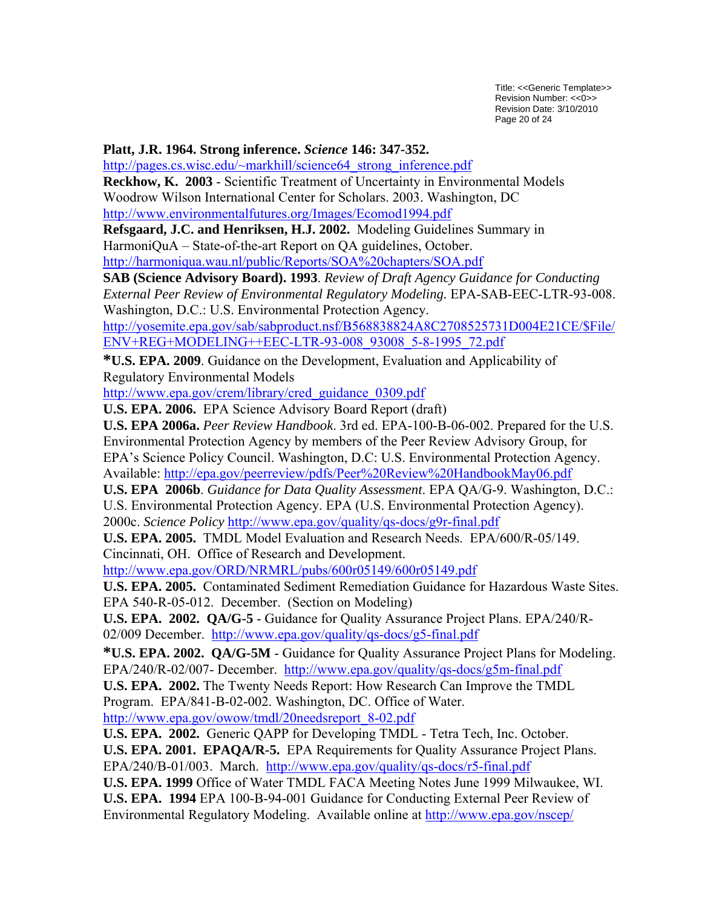**Platt, J.R. 1964. Strong inference. *Science* 146: 347-352.**
http://pages.cs.wisc.edu/~markhill/science64_strong_inference.pdf

**Reckhow, K. 2003** - Scientific Treatment of Uncertainty in Environmental Models Woodrow Wilson International Center for Scholars. 2003. Washington, DC
http://www.environmentalfutures.org/Images/Ecomod1994.pdf

**Refsgaard, J.C. and Henriksen, H.J. 2002.** Modeling Guidelines Summary in HarmoniQuA – State-of-the-art Report on QA guidelines, October.
http://harmoniqua.wau.nl/public/Reports/SOA%20chapters/SOA.pdf

**SAB (Science Advisory Board). 1993**. *Review of Draft Agency Guidance for Conducting External Peer Review of Environmental Regulatory Modeling.* EPA-SAB-EEC-LTR-93-008. Washington, D.C.: U.S. Environmental Protection Agency.
http://yosemite.epa.gov/sab/sabproduct.nsf/B568838824A8C2708525731D004E21CE/$File/ENV+REG+MODELING++EEC-LTR-93-008_93008_5-8-1995_72.pdf

***U.S. EPA. 2009**. Guidance on the Development, Evaluation and Applicability of Regulatory Environmental Models
http://www.epa.gov/crem/library/cred_guidance_0309.pdf

**U.S. EPA. 2006.** EPA Science Advisory Board Report (draft)

**U.S. EPA 2006a.** *Peer Review Handbook*. 3rd ed. EPA-100-B-06-002. Prepared for the U.S. Environmental Protection Agency by members of the Peer Review Advisory Group, for EPA's Science Policy Council. Washington, D.C: U.S. Environmental Protection Agency. Available: http://epa.gov/peerreview/pdfs/Peer%20Review%20HandbookMay06.pdf

**U.S. EPA 2006b**. *Guidance for Data Quality Assessment*. EPA QA/G-9. Washington, D.C.: U.S. Environmental Protection Agency. EPA (U.S. Environmental Protection Agency). 2000c. *Science Policy* http://www.epa.gov/quality/qs-docs/g9r-final.pdf

**U.S. EPA. 2005.** TMDL Model Evaluation and Research Needs. EPA/600/R-05/149. Cincinnati, OH. Office of Research and Development.
http://www.epa.gov/ORD/NRMRL/pubs/600r05149/600r05149.pdf

**U.S. EPA. 2005.** Contaminated Sediment Remediation Guidance for Hazardous Waste Sites. EPA 540-R-05-012. December. (Section on Modeling)

**U.S. EPA. 2002. QA/G-5** - Guidance for Quality Assurance Project Plans. EPA/240/R-02/009 December. http://www.epa.gov/quality/qs-docs/g5-final.pdf

***U.S. EPA. 2002. QA/G-5M** - Guidance for Quality Assurance Project Plans for Modeling. EPA/240/R-02/007- December. http://www.epa.gov/quality/qs-docs/g5m-final.pdf

**U.S. EPA. 2002.** The Twenty Needs Report: How Research Can Improve the TMDL Program. EPA/841-B-02-002. Washington, DC. Office of Water.
http://www.epa.gov/owow/tmdl/20needsreport_8-02.pdf

**U.S. EPA. 2002.** Generic QAPP for Developing TMDL - Tetra Tech, Inc. October.

**U.S. EPA. 2001. EPAQA/R-5.** EPA Requirements for Quality Assurance Project Plans. EPA/240/B-01/003. March. http://www.epa.gov/quality/qs-docs/r5-final.pdf

**U.S. EPA. 1999** Office of Water TMDL FACA Meeting Notes June 1999 Milwaukee, WI.

**U.S. EPA. 1994** EPA 100-B-94-001 Guidance for Conducting External Peer Review of Environmental Regulatory Modeling. Available online at http://www.epa.gov/nscep/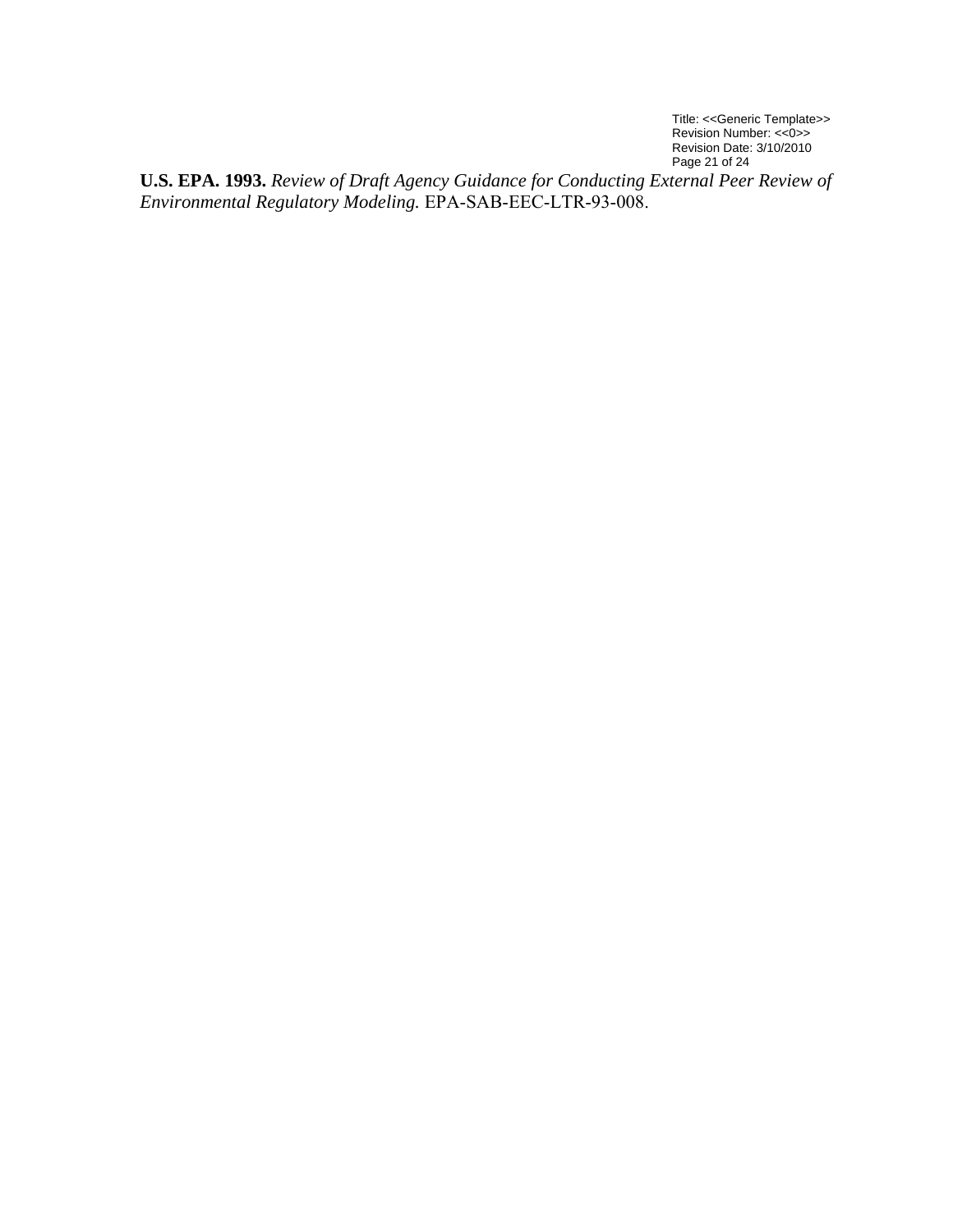**U.S. EPA. 1993.** *Review of Draft Agency Guidance for Conducting External Peer Review of Environmental Regulatory Modeling.* EPA-SAB-EEC-LTR-93-008.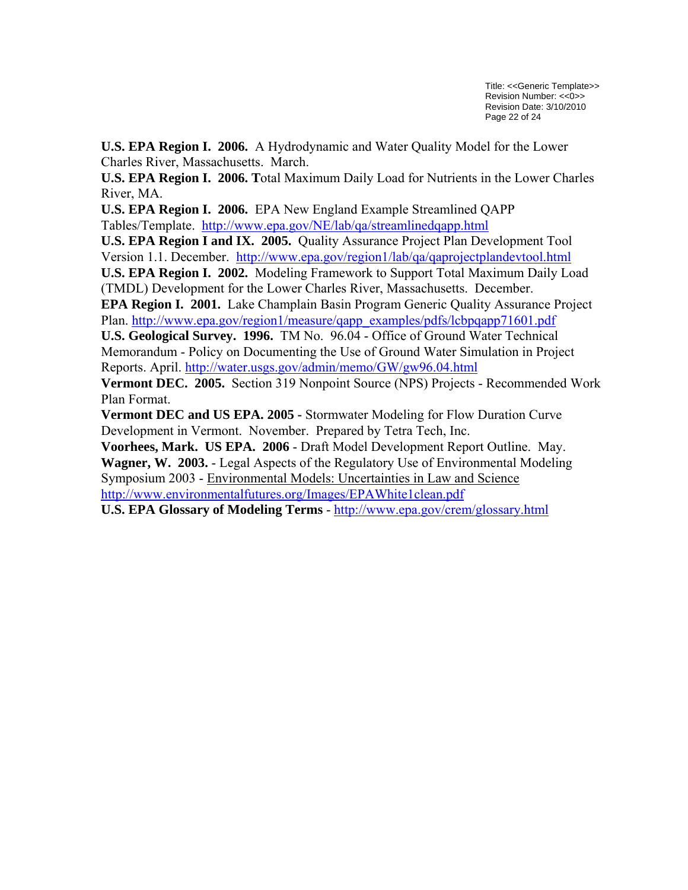**U.S. EPA Region I. 2006.** A Hydrodynamic and Water Quality Model for the Lower Charles River, Massachusetts. March.

**U.S. EPA Region I. 2006. T**otal Maximum Daily Load for Nutrients in the Lower Charles River, MA.

**U.S. EPA Region I. 2006.** EPA New England Example Streamlined QAPP Tables/Template. http://www.epa.gov/NE/lab/qa/streamlinedqapp.html

**U.S. EPA Region I and IX. 2005.** Quality Assurance Project Plan Development Tool Version 1.1. December. http://www.epa.gov/region1/lab/qa/qaprojectplandevtool.html

**U.S. EPA Region I. 2002.** Modeling Framework to Support Total Maximum Daily Load (TMDL) Development for the Lower Charles River, Massachusetts. December.

**EPA Region I. 2001.** Lake Champlain Basin Program Generic Quality Assurance Project Plan. http://www.epa.gov/region1/measure/qapp_examples/pdfs/lcbpqapp71601.pdf

**U.S. Geological Survey. 1996.** TM No. 96.04 - Office of Ground Water Technical Memorandum - Policy on Documenting the Use of Ground Water Simulation in Project Reports. April. http://water.usgs.gov/admin/memo/GW/gw96.04.html

**Vermont DEC. 2005.** Section 319 Nonpoint Source (NPS) Projects - Recommended Work Plan Format.

**Vermont DEC and US EPA. 2005** - Stormwater Modeling for Flow Duration Curve Development in Vermont. November. Prepared by Tetra Tech, Inc.

**Voorhees, Mark. US EPA. 2006** - Draft Model Development Report Outline. May.

**Wagner, W. 2003.** - Legal Aspects of the Regulatory Use of Environmental Modeling Symposium 2003 - Environmental Models: Uncertainties in Law and Science http://www.environmentalfutures.org/Images/EPAWhite1clean.pdf

**U.S. EPA Glossary of Modeling Terms** - http://www.epa.gov/crem/glossary.html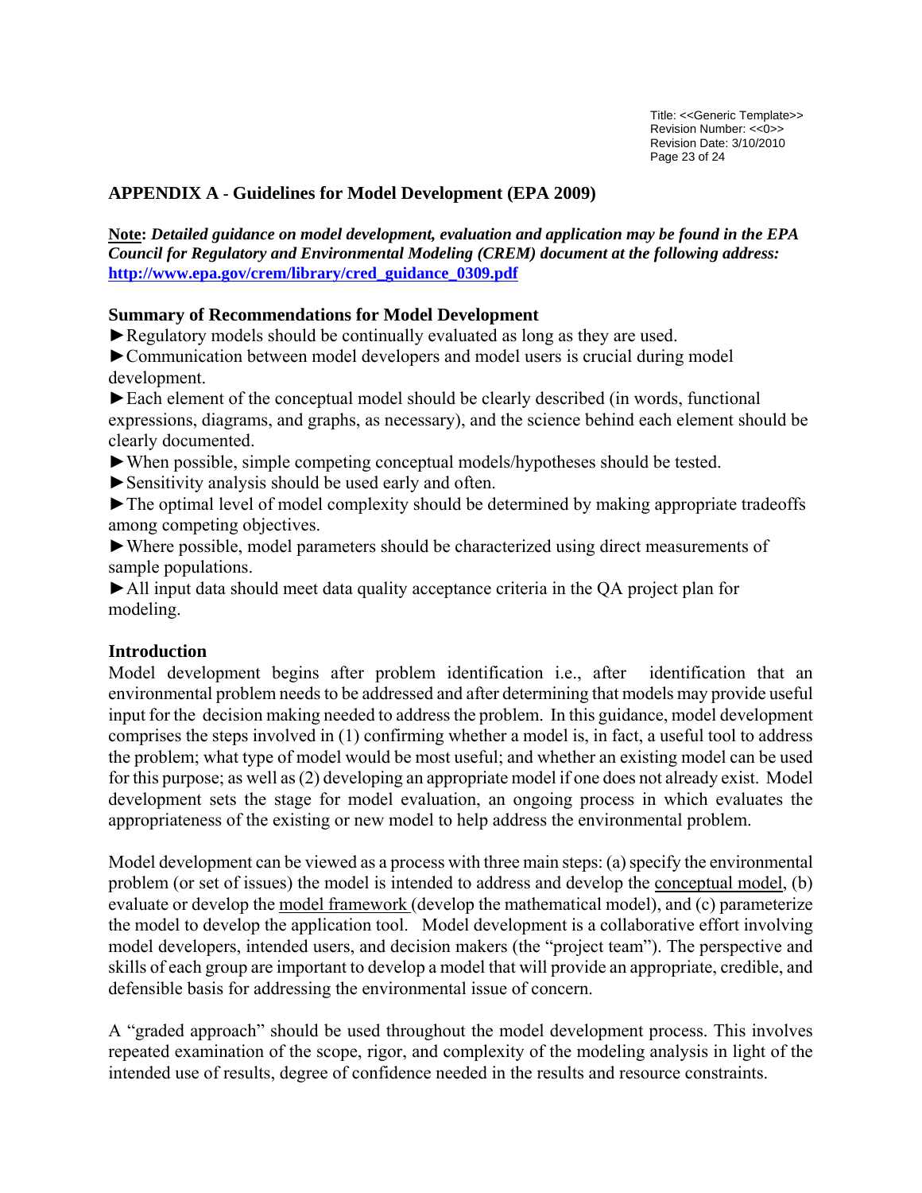## APPENDIX A - Guidelines for Model Development (EPA 2009)

**Note:** ***Detailed guidance on model development, evaluation and application may be found in the EPA Council for Regulatory and Environmental Modeling (CREM) document at the following address:*** **http://www.epa.gov/crem/library/cred_guidance_0309.pdf**

### Summary of Recommendations for Model Development

►Regulatory models should be continually evaluated as long as they are used.

►Communication between model developers and model users is crucial during model development.

►Each element of the conceptual model should be clearly described (in words, functional expressions, diagrams, and graphs, as necessary), and the science behind each element should be clearly documented.

►When possible, simple competing conceptual models/hypotheses should be tested.

►Sensitivity analysis should be used early and often.

►The optimal level of model complexity should be determined by making appropriate tradeoffs among competing objectives.

►Where possible, model parameters should be characterized using direct measurements of sample populations.

►All input data should meet data quality acceptance criteria in the QA project plan for modeling.

### Introduction

Model development begins after problem identification i.e., after identification that an environmental problem needs to be addressed and after determining that models may provide useful input for the decision making needed to address the problem. In this guidance, model development comprises the steps involved in (1) confirming whether a model is, in fact, a useful tool to address the problem; what type of model would be most useful; and whether an existing model can be used for this purpose; as well as (2) developing an appropriate model if one does not already exist. Model development sets the stage for model evaluation, an ongoing process in which evaluates the appropriateness of the existing or new model to help address the environmental problem.

Model development can be viewed as a process with three main steps: (a) specify the environmental problem (or set of issues) the model is intended to address and develop the conceptual model, (b) evaluate or develop the model framework (develop the mathematical model), and (c) parameterize the model to develop the application tool. Model development is a collaborative effort involving model developers, intended users, and decision makers (the "project team"). The perspective and skills of each group are important to develop a model that will provide an appropriate, credible, and defensible basis for addressing the environmental issue of concern.

A "graded approach" should be used throughout the model development process. This involves repeated examination of the scope, rigor, and complexity of the modeling analysis in light of the intended use of results, degree of confidence needed in the results and resource constraints.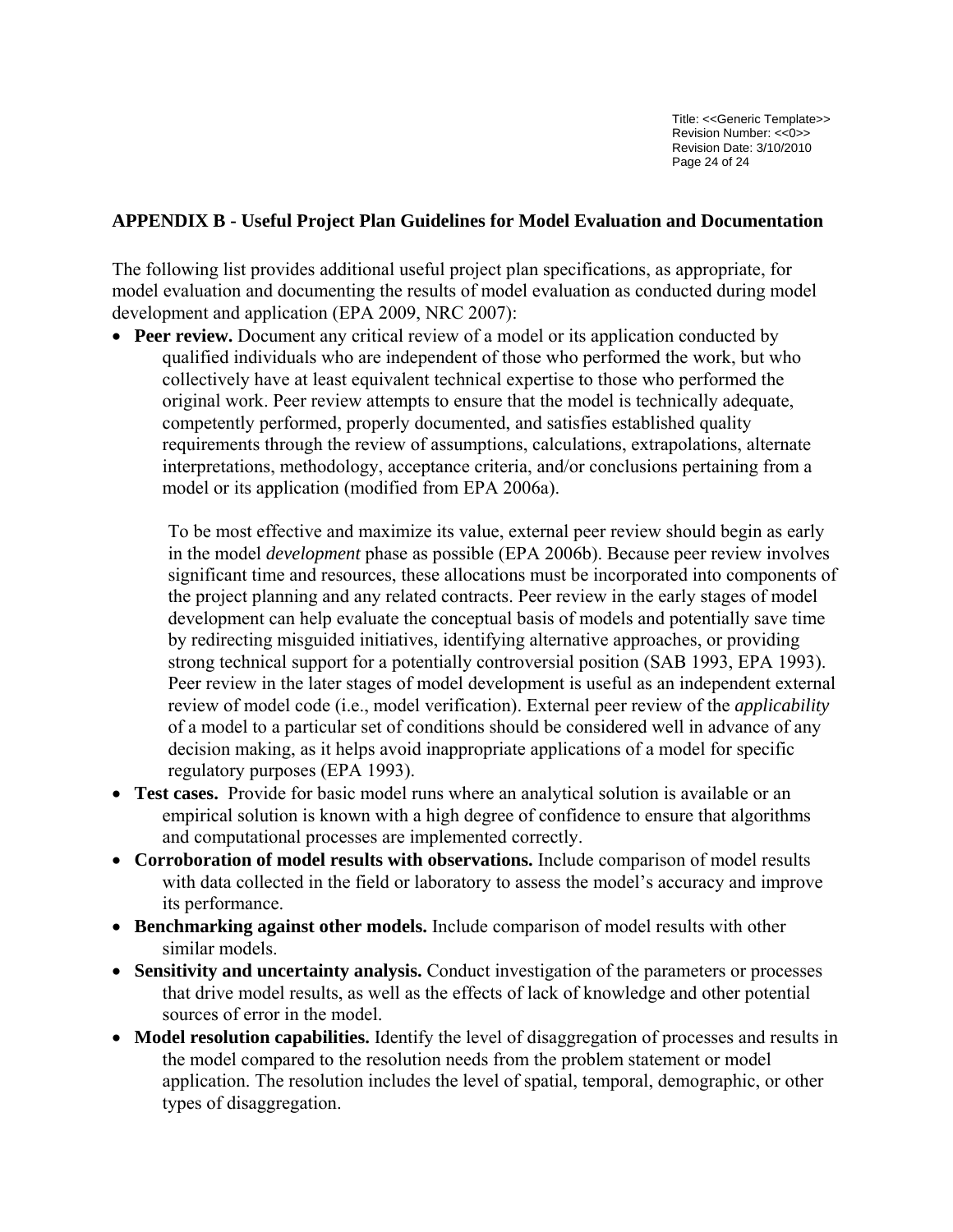## APPENDIX B - Useful Project Plan Guidelines for Model Evaluation and Documentation

The following list provides additional useful project plan specifications, as appropriate, for model evaluation and documenting the results of model evaluation as conducted during model development and application (EPA 2009, NRC 2007):

- **Peer review.** Document any critical review of a model or its application conducted by qualified individuals who are independent of those who performed the work, but who collectively have at least equivalent technical expertise to those who performed the original work. Peer review attempts to ensure that the model is technically adequate, competently performed, properly documented, and satisfies established quality requirements through the review of assumptions, calculations, extrapolations, alternate interpretations, methodology, acceptance criteria, and/or conclusions pertaining from a model or its application (modified from EPA 2006a).

  To be most effective and maximize its value, external peer review should begin as early in the model *development* phase as possible (EPA 2006b). Because peer review involves significant time and resources, these allocations must be incorporated into components of the project planning and any related contracts. Peer review in the early stages of model development can help evaluate the conceptual basis of models and potentially save time by redirecting misguided initiatives, identifying alternative approaches, or providing strong technical support for a potentially controversial position (SAB 1993, EPA 1993). Peer review in the later stages of model development is useful as an independent external review of model code (i.e., model verification). External peer review of the *applicability* of a model to a particular set of conditions should be considered well in advance of any decision making, as it helps avoid inappropriate applications of a model for specific regulatory purposes (EPA 1993).
- **Test cases.** Provide for basic model runs where an analytical solution is available or an empirical solution is known with a high degree of confidence to ensure that algorithms and computational processes are implemented correctly.
- **Corroboration of model results with observations.** Include comparison of model results with data collected in the field or laboratory to assess the model's accuracy and improve its performance.
- **Benchmarking against other models.** Include comparison of model results with other similar models.
- **Sensitivity and uncertainty analysis.** Conduct investigation of the parameters or processes that drive model results, as well as the effects of lack of knowledge and other potential sources of error in the model.
- **Model resolution capabilities.** Identify the level of disaggregation of processes and results in the model compared to the resolution needs from the problem statement or model application. The resolution includes the level of spatial, temporal, demographic, or other types of disaggregation.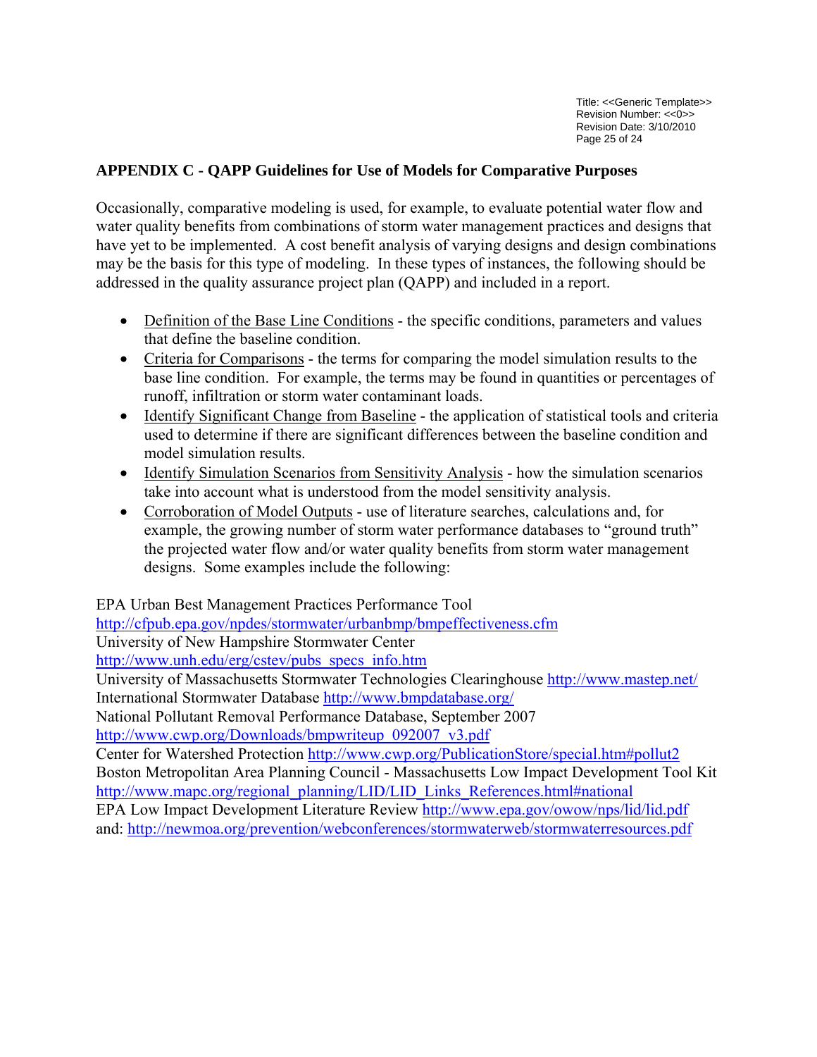## APPENDIX C - QAPP Guidelines for Use of Models for Comparative Purposes

Occasionally, comparative modeling is used, for example, to evaluate potential water flow and water quality benefits from combinations of storm water management practices and designs that have yet to be implemented. A cost benefit analysis of varying designs and design combinations may be the basis for this type of modeling. In these types of instances, the following should be addressed in the quality assurance project plan (QAPP) and included in a report.

- Definition of the Base Line Conditions - the specific conditions, parameters and values that define the baseline condition.
- Criteria for Comparisons - the terms for comparing the model simulation results to the base line condition. For example, the terms may be found in quantities or percentages of runoff, infiltration or storm water contaminant loads.
- Identify Significant Change from Baseline - the application of statistical tools and criteria used to determine if there are significant differences between the baseline condition and model simulation results.
- Identify Simulation Scenarios from Sensitivity Analysis - how the simulation scenarios take into account what is understood from the model sensitivity analysis.
- Corroboration of Model Outputs - use of literature searches, calculations and, for example, the growing number of storm water performance databases to "ground truth" the projected water flow and/or water quality benefits from storm water management designs. Some examples include the following:

EPA Urban Best Management Practices Performance Tool
http://cfpub.epa.gov/npdes/stormwater/urbanbmp/bmpeffectiveness.cfm
University of New Hampshire Stormwater Center
http://www.unh.edu/erg/cstev/pubs_specs_info.htm
University of Massachusetts Stormwater Technologies Clearinghouse http://www.mastep.net/
International Stormwater Database http://www.bmpdatabase.org/
National Pollutant Removal Performance Database, September 2007
http://www.cwp.org/Downloads/bmpwriteup_092007_v3.pdf
Center for Watershed Protection http://www.cwp.org/PublicationStore/special.htm#pollut2
Boston Metropolitan Area Planning Council - Massachusetts Low Impact Development Tool Kit
http://www.mapc.org/regional_planning/LID/LID_Links_References.html#national
EPA Low Impact Development Literature Review http://www.epa.gov/owow/nps/lid/lid.pdf
and: http://newmoa.org/prevention/webconferences/stormwaterweb/stormwaterresources.pdf